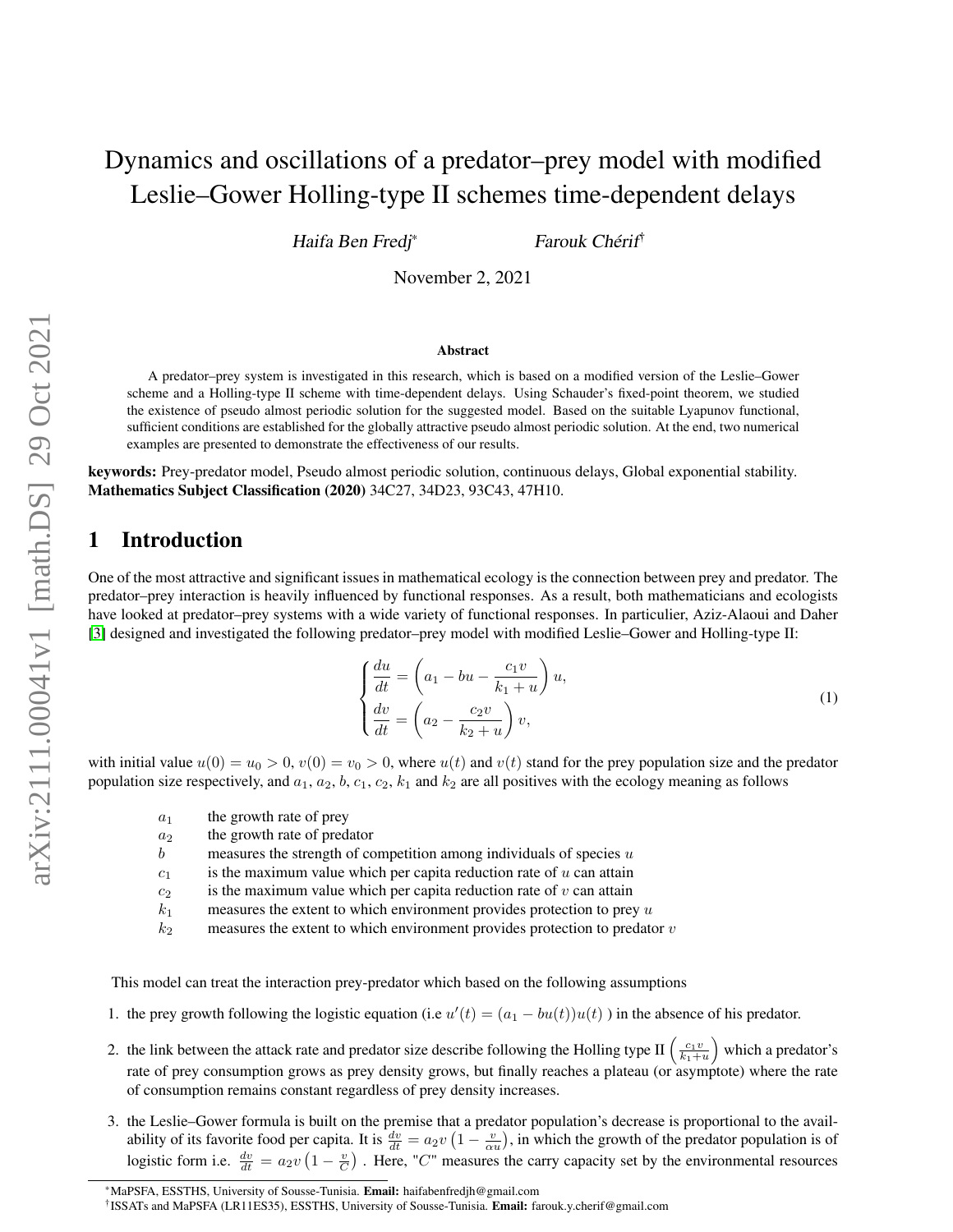# Dynamics and oscillations of a predator–prey model with modified Leslie–Gower Holling-type II schemes time-dependent delays

*Haifa Ben Fredj*[*] *Farouk Chérif*[†]

November 2, 2021

### Abstract

A predator–prey system is investigated in this research, which is based on a modified version of the Leslie–Gower scheme and a Holling-type II scheme with time-dependent delays. Using Schauder's fixed-point theorem, we studied the existence of pseudo almost periodic solution for the suggested model. Based on the suitable Lyapunov functional, sufficient conditions are established for the globally attractive pseudo almost periodic solution. At the end, two numerical examples are presented to demonstrate the effectiveness of our results.

**keywords:** Prey-predator model, Pseudo almost periodic solution, continuous delays, Global exponential stability.
**Mathematics Subject Classification (2020)** 34C27, 34D23, 93C43, 47H10.

## 1 Introduction

One of the most attractive and significant issues in mathematical ecology is the connection between prey and predator. The predator–prey interaction is heavily influenced by functional responses. As a result, both mathematicians and ecologists have looked at predator–prey systems with a wide variety of functional responses. In particulier, Aziz-Alaoui and Daher [3] designed and investigated the following predator–prey model with modified Leslie–Gower and Holling-type II:

$$
\begin{cases}
\dfrac{du}{dt} = \left(a_1 - bu - \dfrac{c_1 v}{k_1 + u}\right) u, \\
\dfrac{dv}{dt} = \left(a_2 - \dfrac{c_2 v}{k_2 + u}\right) v,
\end{cases}
\tag{1}
$$

with initial value $u(0) = u_0 > 0$, $v(0) = v_0 > 0$, where $u(t)$ and $v(t)$ stand for the prey population size and the predator population size respectively, and $a_1$, $a_2$, $b$, $c_1$, $c_2$, $k_1$ and $k_2$ are all positives with the ecology meaning as follows

- $a_1$ the growth rate of prey
- $a_2$ the growth rate of predator
- $b$ measures the strength of competition among individuals of species $u$
- $c_1$ is the maximum value which per capita reduction rate of $u$ can attain
- $c_2$ is the maximum value which per capita reduction rate of $v$ can attain
- $k_1$ measures the extent to which environment provides protection to prey $u$
- $k_2$ measures the extent to which environment provides protection to predator $v$

This model can treat the interaction prey-predator which based on the following assumptions

1. the prey growth following the logistic equation (i.e $u'(t) = (a_1 - bu(t))u(t)$ ) in the absence of his predator.
2. the link between the attack rate and predator size describe following the Holling type II $\left(\frac{c_1 v}{k_1+u}\right)$ which a predator's rate of prey consumption grows as prey density grows, but finally reaches a plateau (or asymptote) where the rate of consumption remains constant regardless of prey density increases.
3. the Leslie–Gower formula is built on the premise that a predator population's decrease is proportional to the availability of its favorite food per capita. It is $\frac{dv}{dt} = a_2 v \left(1 - \frac{v}{\alpha u}\right)$, in which the growth of the predator population is of logistic form i.e. $\frac{dv}{dt} = a_2 v \left(1 - \frac{v}{C}\right)$ . Here, "$C$" measures the carry capacity set by the environmental resources

[*] MaPSFA, ESSTHS, University of Sousse-Tunisia. **Email:** haifabenfredjh@gmail.com
[†] ISSATs and MaPSFA (LR11ES35), ESSTHS, University of Sousse-Tunisia. **Email:** farouk.y.cherif@gmail.com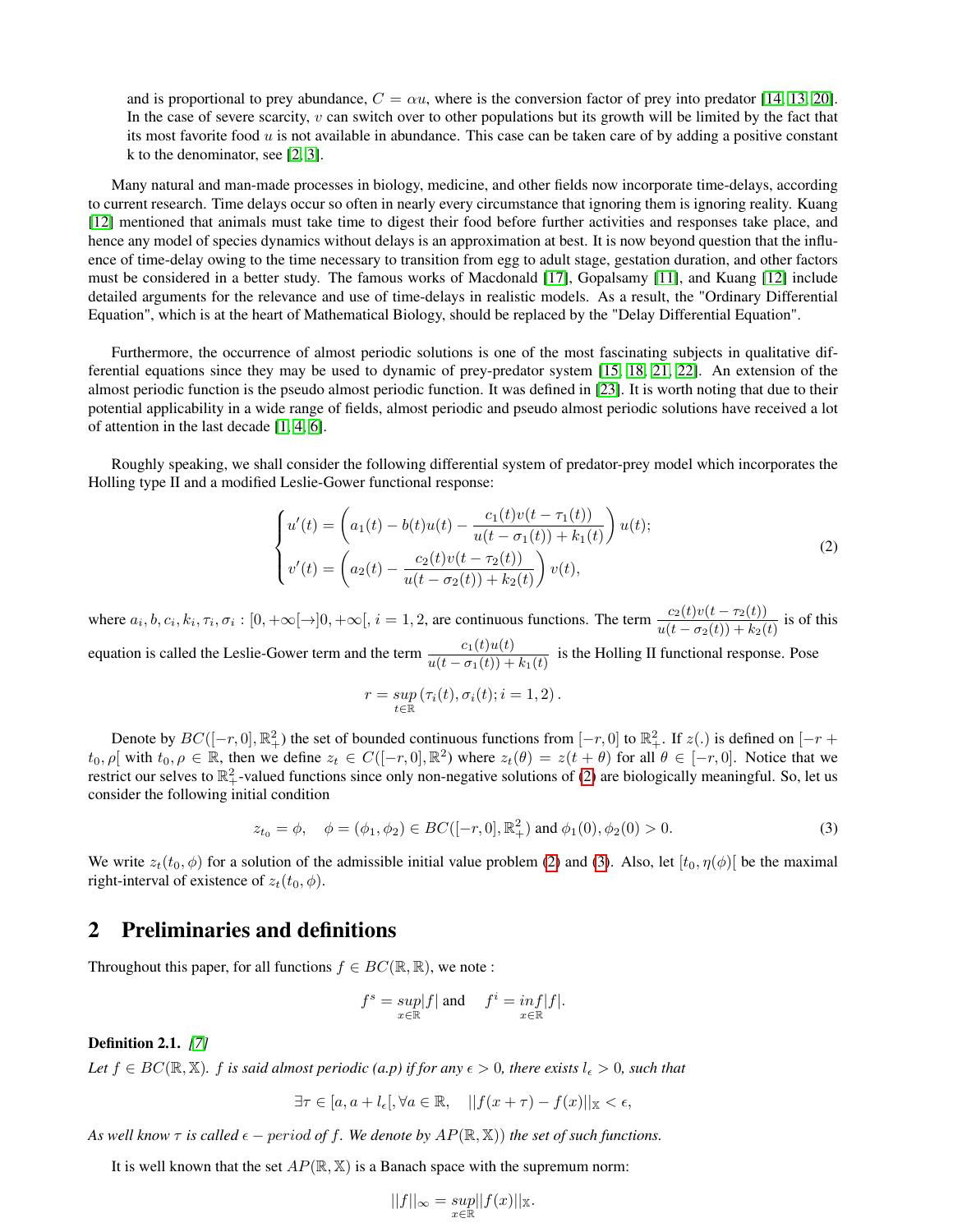and is proportional to prey abundance, $C = \alpha u$, where is the conversion factor of prey into predator [14, 13, 20]. In the case of severe scarcity, $v$ can switch over to other populations but its growth will be limited by the fact that its most favorite food $u$ is not available in abundance. This case can be taken care of by adding a positive constant k to the denominator, see [2, 3].

Many natural and man-made processes in biology, medicine, and other fields now incorporate time-delays, according to current research. Time delays occur so often in nearly every circumstance that ignoring them is ignoring reality. Kuang [12] mentioned that animals must take time to digest their food before further activities and responses take place, and hence any model of species dynamics without delays is an approximation at best. It is now beyond question that the influence of time-delay owing to the time necessary to transition from egg to adult stage, gestation duration, and other factors must be considered in a better study. The famous works of Macdonald [17], Gopalsamy [11], and Kuang [12] include detailed arguments for the relevance and use of time-delays in realistic models. As a result, the "Ordinary Differential Equation", which is at the heart of Mathematical Biology, should be replaced by the "Delay Differential Equation".

Furthermore, the occurrence of almost periodic solutions is one of the most fascinating subjects in qualitative differential equations since they may be used to dynamic of prey-predator system [15, 18, 21, 22]. An extension of the almost periodic function is the pseudo almost periodic function. It was defined in [23]. It is worth noting that due to their potential applicability in a wide range of fields, almost periodic and pseudo almost periodic solutions have received a lot of attention in the last decade [1, 4, 6].

Roughly speaking, we shall consider the following differential system of predator-prey model which incorporates the Holling type II and a modified Leslie-Gower functional response:

$$\begin{cases} u'(t) = \left(a_1(t) - b(t)u(t) - \dfrac{c_1(t)v(t-\tau_1(t))}{u(t-\sigma_1(t)) + k_1(t)}\right)u(t); \\ v'(t) = \left(a_2(t) - \dfrac{c_2(t)v(t-\tau_2(t))}{u(t-\sigma_2(t)) + k_2(t)}\right)v(t), \end{cases} \tag{2}$$

where $a_i, b, c_i, k_i, \tau_i, \sigma_i : [0, +\infty[\to]0, +\infty[$, $i = 1, 2$, are continuous functions. The term $\frac{c_2(t)v(t-\tau_2(t))}{u(t-\sigma_2(t))+k_2(t)}$ is of this equation is called the Leslie-Gower term and the term $\frac{c_1(t)u(t)}{u(t-\sigma_1(t))+k_1(t)}$ is the Holling II functional response. Pose

$$r = \sup_{t\in\mathbb{R}} \left(\tau_i(t), \sigma_i(t); i = 1, 2\right).$$

Denote by $BC([-r, 0], \mathbb{R}^2_+)$ the set of bounded continuous functions from $[-r, 0]$ to $\mathbb{R}^2_+$. If $z(.)$ is defined on $[-r + t_0, \rho[$ with $t_0, \rho \in \mathbb{R}$, then we define $z_t \in C([-r, 0], \mathbb{R}^2)$ where $z_t(\theta) = z(t + \theta)$ for all $\theta \in [-r, 0]$. Notice that we restrict our selves to $\mathbb{R}^2_+$-valued functions since only non-negative solutions of (2) are biologically meaningful. So, let us consider the following initial condition

$$z_{t_0} = \phi, \quad \phi = (\phi_1, \phi_2) \in BC([-r, 0], \mathbb{R}^2_+) \text{ and } \phi_1(0), \phi_2(0) > 0. \tag{3}$$

We write $z_t(t_0, \phi)$ for a solution of the admissible initial value problem (2) and (3). Also, let $[t_0, \eta(\phi)[$ be the maximal right-interval of existence of $z_t(t_0, \phi)$.

## 2 Preliminaries and definitions

Throughout this paper, for all functions $f \in BC(\mathbb{R}, \mathbb{R})$, we note :

$$f^s = \sup_{x\in\mathbb{R}} |f| \text{ and } \quad f^i = \inf_{x\in\mathbb{R}} |f|.$$

**Definition 2.1.** *[7]*
*Let $f \in BC(\mathbb{R}, \mathbb{X})$. $f$ is said almost periodic (a.p) if for any $\epsilon > 0$, there exists $l_\epsilon > 0$, such that*

$$\exists \tau \in [a, a + l_\epsilon[, \forall a \in \mathbb{R}, \quad ||f(x + \tau) - f(x)||_{\mathbb{X}} < \epsilon,$$

*As well know $\tau$ is called $\epsilon - period$ of $f$. We denote by $AP(\mathbb{R}, \mathbb{X})$) the set of such functions.*

It is well known that the set $AP(\mathbb{R}, \mathbb{X})$ is a Banach space with the supremum norm:

$$||f||_\infty = \sup_{x\in\mathbb{R}} ||f(x)||_{\mathbb{X}}.$$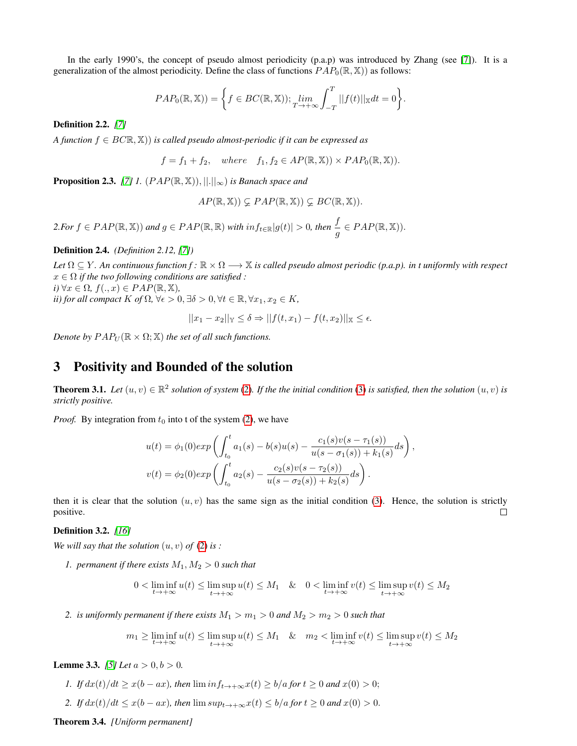In the early 1990's, the concept of pseudo almost periodicity (p.a.p) was introduced by Zhang (see [7]). It is a generalization of the almost periodicity. Define the class of functions $PAP_0(\mathbb{R},\mathbb{X}))$ as follows:

$$PAP_0(\mathbb{R},\mathbb{X})) = \left\{ f \in BC(\mathbb{R},\mathbb{X})); \lim_{T\to+\infty} \int_{-T}^{T} ||f(t)||_{\mathbb{X}} dt = 0 \right\}.$$

**Definition 2.2.** *[7]*

*A function $f \in BC\mathbb{R},\mathbb{X}))$ is called pseudo almost-periodic if it can be expressed as*

$$f = f_1 + f_2, \quad where \quad f_1, f_2 \in AP(\mathbb{R},\mathbb{X})) \times PAP_0(\mathbb{R},\mathbb{X})).$$

**Proposition 2.3.** *[7] 1. $(PAP(\mathbb{R},\mathbb{X})), ||.||_\infty)$ is Banach space and*

$$AP(\mathbb{R},\mathbb{X})) \subsetneq PAP(\mathbb{R},\mathbb{X})) \subsetneq BC(\mathbb{R},\mathbb{X})).$$

*2.For $f \in PAP(\mathbb{R},\mathbb{X}))$ and $g \in PAP(\mathbb{R},\mathbb{R})$ with $inf_{t\in\mathbb{R}}|g(t)| > 0$, then $\dfrac{f}{g} \in PAP(\mathbb{R},\mathbb{X}))$.*

**Definition 2.4.** *(Definition 2.12, [7])*

*Let $\Omega \subseteq Y$. An continuous function $f : \mathbb{R} \times \Omega \longrightarrow \mathbb{X}$ is called pseudo almost periodic (p.a.p). in t uniformly with respect $x \in \Omega$ if the two following conditions are satisfied :*
*i) $\forall x \in \Omega$, $f(.,x) \in PAP(\mathbb{R},\mathbb{X})$,*
*ii) for all compact $K$ of $\Omega$, $\forall\epsilon > 0, \exists\delta > 0, \forall t \in \mathbb{R}, \forall x_1, x_2 \in K$,*

$$||x_1 - x_2||_{\mathbb{Y}} \le \delta \Rightarrow ||f(t,x_1) - f(t,x_2)||_{\mathbb{X}} \le \epsilon.$$

*Denote by $PAP_U(\mathbb{R}\times\Omega;\mathbb{X})$ the set of all such functions.*

## 3 Positivity and Bounded of the solution

**Theorem 3.1.** *Let $(u,v) \in \mathbb{R}^2$ solution of system (2). If the the initial condition (3) is satisfied, then the solution $(u,v)$ is strictly positive.*

*Proof.* By integration from $t_0$ into t of the system (2), we have

$$u(t) = \phi_1(0)exp\left(\int_{t_0}^{t} a_1(s) - b(s)u(s) - \frac{c_1(s)v(s-\tau_1(s))}{u(s-\sigma_1(s)) + k_1(s)}ds\right),$$
$$v(t) = \phi_2(0)exp\left(\int_{t_0}^{t} a_2(s) - \frac{c_2(s)v(s-\tau_2(s))}{u(s-\sigma_2(s)) + k_2(s)}ds\right).$$

then it is clear that the solution $(u,v)$ has the same sign as the initial condition (3). Hence, the solution is strictly positive. □

**Definition 3.2.** *[16]*

*We will say that the solution $(u,v)$ of (2) is :*

1. *permanent if there exists $M_1, M_2 > 0$ such that*

$$0 < \liminf_{t\to+\infty} u(t) \le \limsup_{t\to+\infty} u(t) \le M_1 \quad \& \quad 0 < \liminf_{t\to+\infty} v(t) \le \limsup_{t\to+\infty} v(t) \le M_2$$

2. *is uniformly permanent if there exists $M_1 > m_1 > 0$ and $M_2 > m_2 > 0$ such that*

$$m_1 \ge \liminf_{t\to+\infty} u(t) \le \limsup_{t\to+\infty} u(t) \le M_1 \quad \& \quad m_2 < \liminf_{t\to+\infty} v(t) \le \limsup_{t\to+\infty} v(t) \le M_2$$

**Lemme 3.3.** *[5] Let $a > 0, b > 0$.*

1. *If $dx(t)/dt \ge x(b - ax)$, then $\lim inf_{t\to+\infty}x(t) \ge b/a$ for $t \ge 0$ and $x(0) > 0$;*
2. *If $dx(t)/dt \le x(b - ax)$, then $\lim sup_{t\to+\infty}x(t) \le b/a$ for $t \ge 0$ and $x(0) > 0$.*

**Theorem 3.4.** *[Uniform permanent]*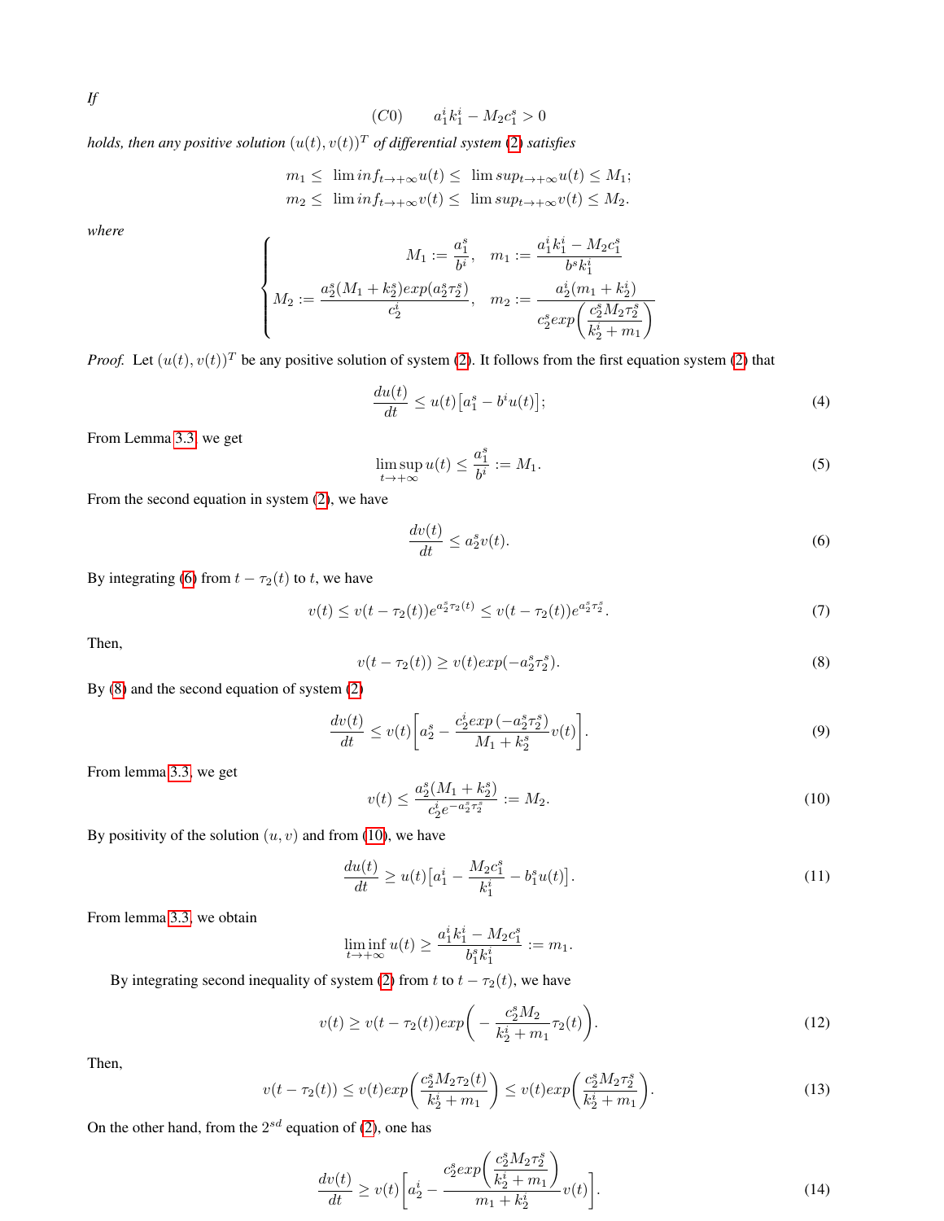*If*

$$(C0) \qquad a_1^i k_1^i - M_2 c_1^s > 0$$

*holds, then any positive solution* $(u(t), v(t))^T$ *of differential system* (2) *satisfies*

$$m_1 \leq \ \lim inf_{t\to+\infty} u(t) \leq \ \lim sup_{t\to+\infty} u(t) \leq M_1;$$
$$m_2 \leq \ \lim inf_{t\to+\infty} v(t) \leq \ \lim sup_{t\to+\infty} v(t) \leq M_2.$$

*where*

$$\begin{cases} M_1 := \dfrac{a_1^s}{b^i}, \quad m_1 := \dfrac{a_1^i k_1^i - M_2 c_1^s}{b^s k_1^i} \\ M_2 := \dfrac{a_2^s (M_1 + k_2^s) exp(a_2^s \tau_2^s)}{c_2^i}, \quad m_2 := \dfrac{a_2^i (m_1 + k_2^i)}{c_2^s exp\left(\dfrac{c_2^s M_2 \tau_2^s}{k_2^i + m_1}\right)} \end{cases}$$

*Proof.* Let $(u(t), v(t))^T$ be any positive solution of system (2). It follows from the first equation system (2) that

$$\frac{du(t)}{dt} \leq u(t)\big[a_1^s - b^i u(t)\big]; \tag{4}$$

From Lemma 3.3, we get

$$\limsup_{t\to+\infty} u(t) \leq \frac{a_1^s}{b^i} := M_1. \tag{5}$$

From the second equation in system (2), we have

$$\frac{dv(t)}{dt} \leq a_2^s v(t). \tag{6}$$

By integrating (6) from $t - \tau_2(t)$ to $t$, we have

$$v(t) \leq v(t - \tau_2(t)) e^{a_2^s \tau_2(t)} \leq v(t - \tau_2(t)) e^{a_2^s \tau_2^s}. \tag{7}$$

Then,

$$v(t - \tau_2(t)) \geq v(t) exp(-a_2^s \tau_2^s). \tag{8}$$

By (8) and the second equation of system (2)

$$\frac{dv(t)}{dt} \leq v(t)\left[a_2^s - \frac{c_2^i exp\left(-a_2^s \tau_2^s\right)}{M_1 + k_2^s} v(t)\right]. \tag{9}$$

From lemma 3.3, we get

$$v(t) \leq \frac{a_2^s (M_1 + k_2^s)}{c_2^i e^{-a_2^s \tau_2^s}} := M_2. \tag{10}$$

By positivity of the solution $(u, v)$ and from (10), we have

$$\frac{du(t)}{dt} \geq u(t)\big[a_1^i - \frac{M_2 c_1^s}{k_1^i} - b_1^s u(t)\big]. \tag{11}$$

From lemma 3.3, we obtain

$$\liminf_{t\to+\infty} u(t) \geq \frac{a_1^i k_1^i - M_2 c_1^s}{b_1^s k_1^i} := m_1.$$

By integrating second inequality of system (2) from $t$ to $t - \tau_2(t)$, we have

$$v(t) \geq v(t - \tau_2(t)) exp\left(-\frac{c_2^s M_2}{k_2^i + m_1} \tau_2(t)\right). \tag{12}$$

Then,

$$v(t - \tau_2(t)) \leq v(t) exp\left(\frac{c_2^s M_2 \tau_2(t)}{k_2^i + m_1}\right) \leq v(t) exp\left(\frac{c_2^s M_2 \tau_2^s}{k_2^i + m_1}\right). \tag{13}$$

On the other hand, from the $2^{sd}$ equation of (2), one has

$$\frac{dv(t)}{dt} \geq v(t)\left[a_2^i - \frac{c_2^s exp\left(\dfrac{c_2^s M_2 \tau_2^s}{k_2^i + m_1}\right)}{m_1 + k_2^i} v(t)\right]. \tag{14}$$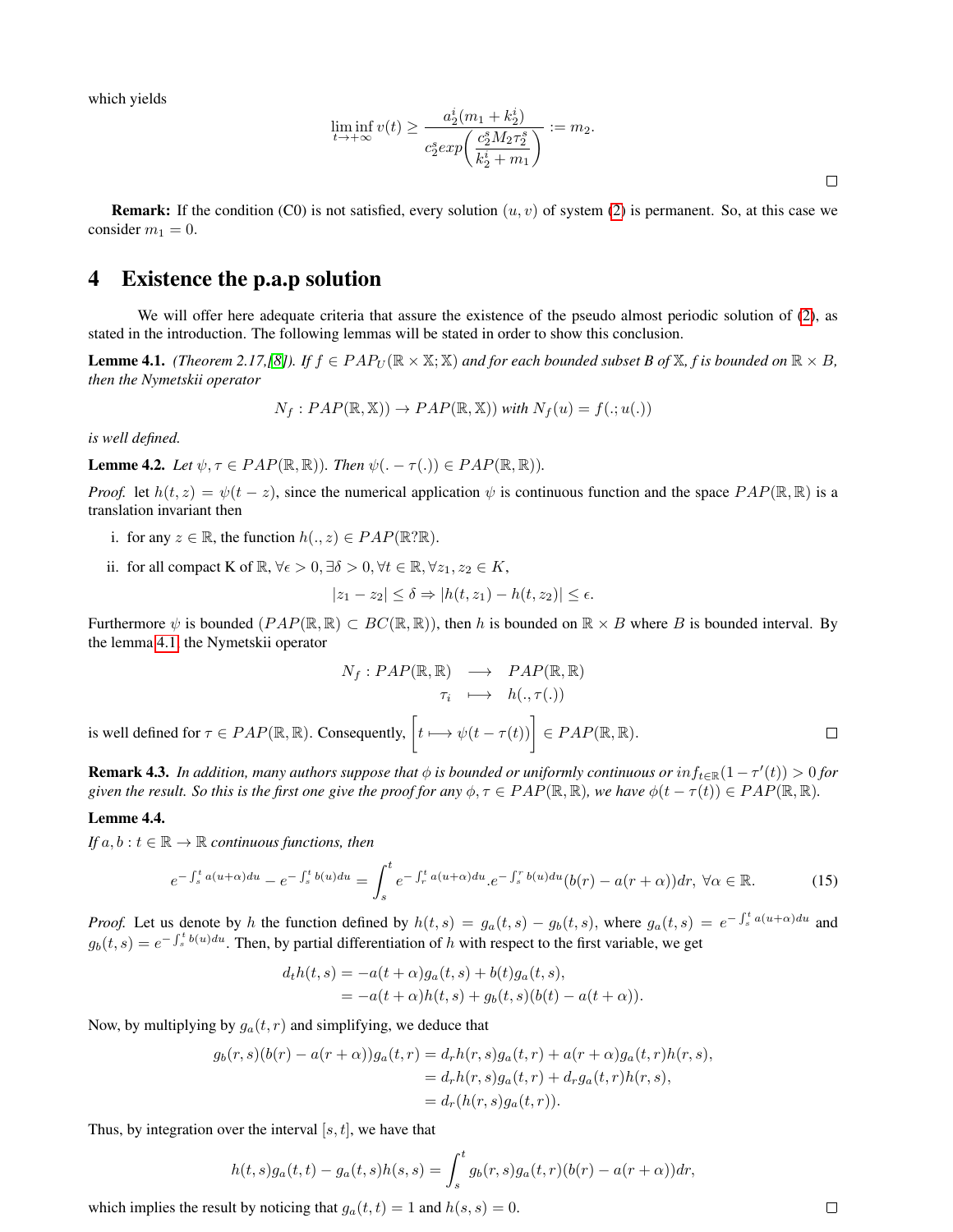which yields

$$\liminf_{t\to+\infty} v(t) \geq \frac{a_2^i(m_1+k_2^i)}{c_2^s exp\left(\dfrac{c_2^s M_2 \tau_2^s}{k_2^i+m_1}\right)} := m_2.$$

□

**Remark:** If the condition (C0) is not satisfied, every solution $(u, v)$ of system (2) is permanent. So, at this case we consider $m_1 = 0$.

# 4 Existence the p.a.p solution

We will offer here adequate criteria that assure the existence of the pseudo almost periodic solution of (2), as stated in the introduction. The following lemmas will be stated in order to show this conclusion.

**Lemme 4.1.** *(Theorem 2.17,[8]). If $f \in PAP_U(\mathbb{R}\times\mathbb{X};\mathbb{X})$ and for each bounded subset B of $\mathbb{X}$, f is bounded on $\mathbb{R}\times B$, then the Nymetskii operator*

$$N_f : PAP(\mathbb{R},\mathbb{X})) \to PAP(\mathbb{R},\mathbb{X})) \text{ with } N_f(u) = f(.;u(.))$$

*is well defined.*

**Lemme 4.2.** *Let $\psi, \tau \in PAP(\mathbb{R},\mathbb{R}))$. Then $\psi(. - \tau(.)) \in PAP(\mathbb{R},\mathbb{R}))$.*

*Proof.* let $h(t, z) = \psi(t - z)$, since the numerical application $\psi$ is continuous function and the space $PAP(\mathbb{R},\mathbb{R})$ is a translation invariant then

i. for any $z \in \mathbb{R}$, the function $h(., z) \in PAP(\mathbb{R}?\mathbb{R})$.

ii. for all compact K of $\mathbb{R}$, $\forall \epsilon > 0, \exists\delta > 0, \forall t \in \mathbb{R}, \forall z_1, z_2 \in K$,

$$|z_1 - z_2| \leq \delta \Rightarrow |h(t, z_1) - h(t, z_2)| \leq \epsilon.$$

Furthermore $\psi$ is bounded $(PAP(\mathbb{R},\mathbb{R}) \subset BC(\mathbb{R},\mathbb{R}))$, then $h$ is bounded on $\mathbb{R}\times B$ where $B$ is bounded interval. By the lemma 4.1, the Nymetskii operator

$$\begin{array}{rcl} N_f : PAP(\mathbb{R},\mathbb{R}) & \longrightarrow & PAP(\mathbb{R},\mathbb{R}) \\ \tau_i & \longmapsto & h(.,\tau(.)) \end{array}$$

is well defined for $\tau \in PAP(\mathbb{R},\mathbb{R})$. Consequently, $\Big[t \longmapsto \psi(t - \tau(t))\Big] \in PAP(\mathbb{R},\mathbb{R})$. □

**Remark 4.3.** *In addition, many authors suppose that $\phi$ is bounded or uniformly continuous or $inf_{t\in\mathbb{R}}(1-\tau'(t)) > 0$ for given the result. So this is the first one give the proof for any $\phi, \tau \in PAP(\mathbb{R},\mathbb{R})$, we have $\phi(t - \tau(t)) \in PAP(\mathbb{R},\mathbb{R})$.*

**Lemme 4.4.**

*If $a, b : t \in \mathbb{R} \to \mathbb{R}$ continuous functions, then*

$$e^{-\int_s^t a(u+\alpha)du} - e^{-\int_s^t b(u)du} = \int_s^t e^{-\int_r^t a(u+\alpha)du}.e^{-\int_s^r b(u)du}(b(r) - a(r+\alpha))dr, \ \forall\alpha \in \mathbb{R}. \tag{15}$$

*Proof.* Let us denote by $h$ the function defined by $h(t, s) = g_a(t, s) - g_b(t, s)$, where $g_a(t, s) = e^{-\int_s^t a(u+\alpha)du}$ and $g_b(t, s) = e^{-\int_s^t b(u)du}$. Then, by partial differentiation of $h$ with respect to the first variable, we get

$$\begin{aligned} d_t h(t, s) &= -a(t+\alpha)g_a(t, s) + b(t)g_a(t, s), \\ &= -a(t+\alpha)h(t, s) + g_b(t, s)(b(t) - a(t+\alpha)). \end{aligned}$$

Now, by multiplying by $g_a(t, r)$ and simplifying, we deduce that

$$\begin{aligned} g_b(r, s)(b(r) - a(r+\alpha))g_a(t, r) &= d_r h(r, s)g_a(t, r) + a(r+\alpha)g_a(t, r)h(r, s), \\ &= d_r h(r, s)g_a(t, r) + d_r g_a(t, r)h(r, s), \\ &= d_r(h(r, s)g_a(t, r)). \end{aligned}$$

Thus, by integration over the interval $[s, t]$, we have that

$$h(t, s)g_a(t, t) - g_a(t, s)h(s, s) = \int_s^t g_b(r, s)g_a(t, r)(b(r) - a(r+\alpha))dr,$$

which implies the result by noticing that $g_a(t, t) = 1$ and $h(s, s) = 0$. □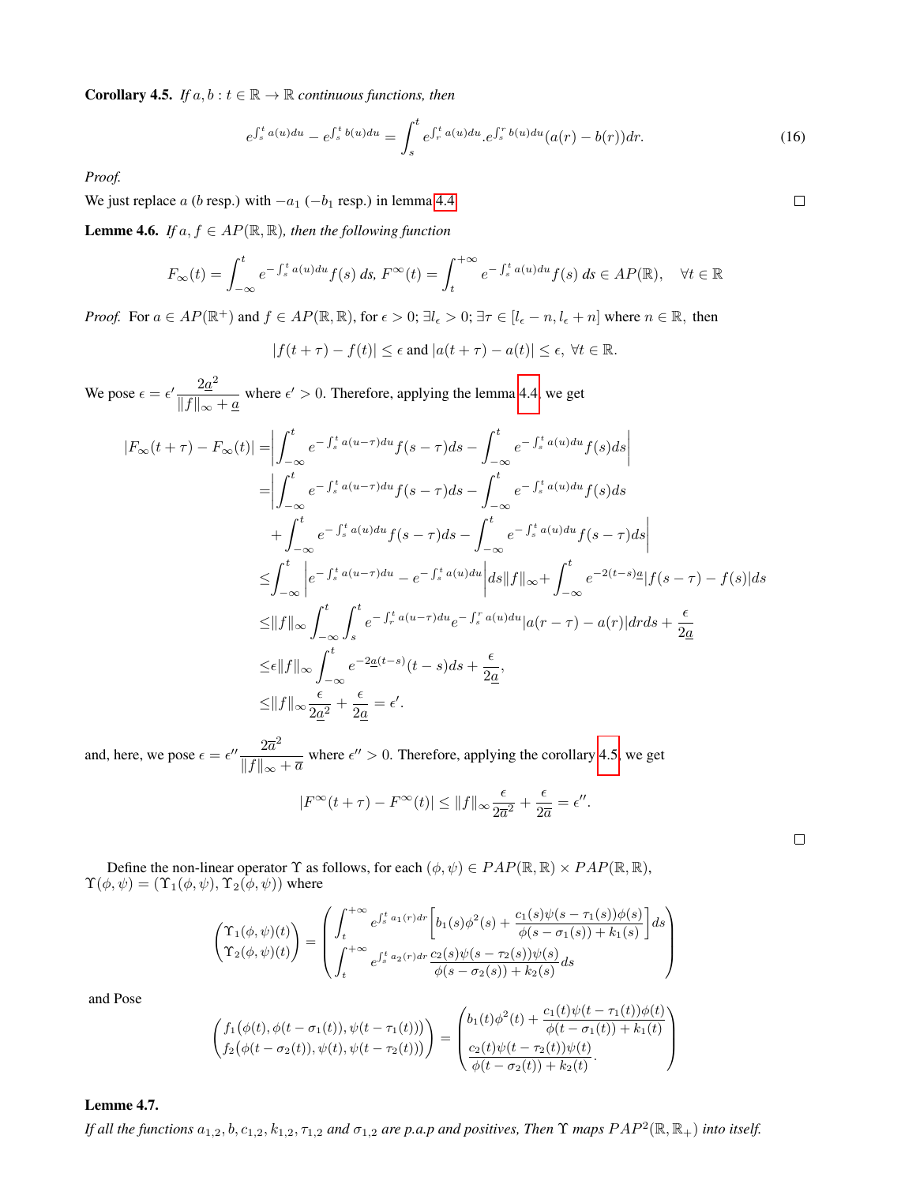**Corollary 4.5.** *If $a, b : t \in \mathbb{R} \to \mathbb{R}$ continuous functions, then*

$$e^{\int_s^t a(u)du} - e^{\int_s^t b(u)du} = \int_s^t e^{\int_r^t a(u)du}.e^{\int_s^r b(u)du}(a(r) - b(r))dr. \tag{16}$$

*Proof.*
We just replace $a$ ($b$ resp.) with $-a_1$ ($-b_1$ resp.) in lemma 4.4. ◻

**Lemme 4.6.** *If $a, f \in AP(\mathbb{R}, \mathbb{R})$, then the following function*

$$F_\infty(t) = \int_{-\infty}^t e^{-\int_s^t a(u)du} f(s)\, ds,\; F^\infty(t) = \int_t^{+\infty} e^{-\int_s^t a(u)du} f(s)\, ds \in AP(\mathbb{R}), \quad \forall t \in \mathbb{R}$$

*Proof.* For $a \in AP(\mathbb{R}^+)$ and $f \in AP(\mathbb{R}, \mathbb{R})$, for $\epsilon > 0$; $\exists l_\epsilon > 0$; $\exists \tau \in [l_\epsilon - n, l_\epsilon + n]$ where $n \in \mathbb{R}$, then

$$|f(t+\tau) - f(t)| \le \epsilon \text{ and } |a(t+\tau) - a(t)| \le \epsilon,\ \forall t \in \mathbb{R}.$$

We pose $\epsilon = \epsilon' \dfrac{2\underline{a}^2}{\|f\|_\infty + \underline{a}}$ where $\epsilon' > 0$. Therefore, applying the lemma 4.4, we get

$$\begin{aligned}
|F_\infty(t+\tau) - F_\infty(t)| =& \left| \int_{-\infty}^t e^{-\int_s^t a(u-\tau)du} f(s-\tau)ds - \int_{-\infty}^t e^{-\int_s^t a(u)du} f(s)ds \right| \\
=& \Bigg| \int_{-\infty}^t e^{-\int_s^t a(u-\tau)du} f(s-\tau)ds - \int_{-\infty}^t e^{-\int_s^t a(u)du} f(s)ds \\
&+ \int_{-\infty}^t e^{-\int_s^t a(u)du} f(s-\tau)ds - \int_{-\infty}^t e^{-\int_s^t a(u)du} f(s-\tau)ds \Bigg| \\
\le& \int_{-\infty}^t \left| e^{-\int_s^t a(u-\tau)du} - e^{-\int_s^t a(u)du} \right| ds \|f\|_\infty + \int_{-\infty}^t e^{-2(t-s)\underline{a}} |f(s-\tau) - f(s)| ds \\
\le& \|f\|_\infty \int_{-\infty}^t \int_s^t e^{-\int_r^t a(u-\tau)du} e^{-\int_s^r a(u)du} |a(r-\tau) - a(r)| dr ds + \frac{\epsilon}{2\underline{a}} \\
\le& \epsilon \|f\|_\infty \int_{-\infty}^t e^{-2\underline{a}(t-s)}(t-s)ds + \frac{\epsilon}{2\underline{a}}, \\
\le& \|f\|_\infty \frac{\epsilon}{2\underline{a}^2} + \frac{\epsilon}{2\underline{a}} = \epsilon'.
\end{aligned}$$

and, here, we pose $\epsilon = \epsilon'' \dfrac{2\overline{a}^2}{\|f\|_\infty + \overline{a}}$ where $\epsilon'' > 0$. Therefore, applying the corollary 4.5, we get

$$|F^\infty(t+\tau) - F^\infty(t)| \le \|f\|_\infty \frac{\epsilon}{2\overline{a}^2} + \frac{\epsilon}{2\overline{a}} = \epsilon''.$$

◻

Define the non-linear operator $\Upsilon$ as follows, for each $(\phi, \psi) \in PAP(\mathbb{R}, \mathbb{R}) \times PAP(\mathbb{R}, \mathbb{R})$, $\Upsilon(\phi, \psi) = (\Upsilon_1(\phi, \psi), \Upsilon_2(\phi, \psi))$ where

$$\begin{pmatrix} \Upsilon_1(\phi,\psi)(t) \\ \Upsilon_2(\phi,\psi)(t) \end{pmatrix} = \begin{pmatrix} \displaystyle\int_t^{+\infty} e^{\int_s^t a_1(r)dr} \left[ b_1(s)\phi^2(s) + \frac{c_1(s)\psi(s-\tau_1(s))\phi(s)}{\phi(s-\sigma_1(s)) + k_1(s)} \right] ds \\ \displaystyle\int_t^{+\infty} e^{\int_s^t a_2(r)dr} \frac{c_2(s)\psi(s-\tau_2(s))\psi(s)}{\phi(s-\sigma_2(s)) + k_2(s)} ds \end{pmatrix}$$

and Pose

$$\begin{pmatrix} f_1\big(\phi(t), \phi(t-\sigma_1(t)), \psi(t-\tau_1(t))\big) \\ f_2\big(\phi(t-\sigma_2(t)), \psi(t), \psi(t-\tau_2(t))\big) \end{pmatrix} = \begin{pmatrix} b_1(t)\phi^2(t) + \dfrac{c_1(t)\psi(t-\tau_1(t))\phi(t)}{\phi(t-\sigma_1(t)) + k_1(t)} \\ \dfrac{c_2(t)\psi(t-\tau_2(t))\psi(t)}{\phi(t-\sigma_2(t)) + k_2(t)}. \end{pmatrix}$$

**Lemme 4.7.**
*If all the functions $a_{1,2}, b, c_{1,2}, k_{1,2}, \tau_{1,2}$ and $\sigma_{1,2}$ are p.a.p and positives, Then $\Upsilon$ maps $PAP^2(\mathbb{R}, \mathbb{R}_+)$ into itself.*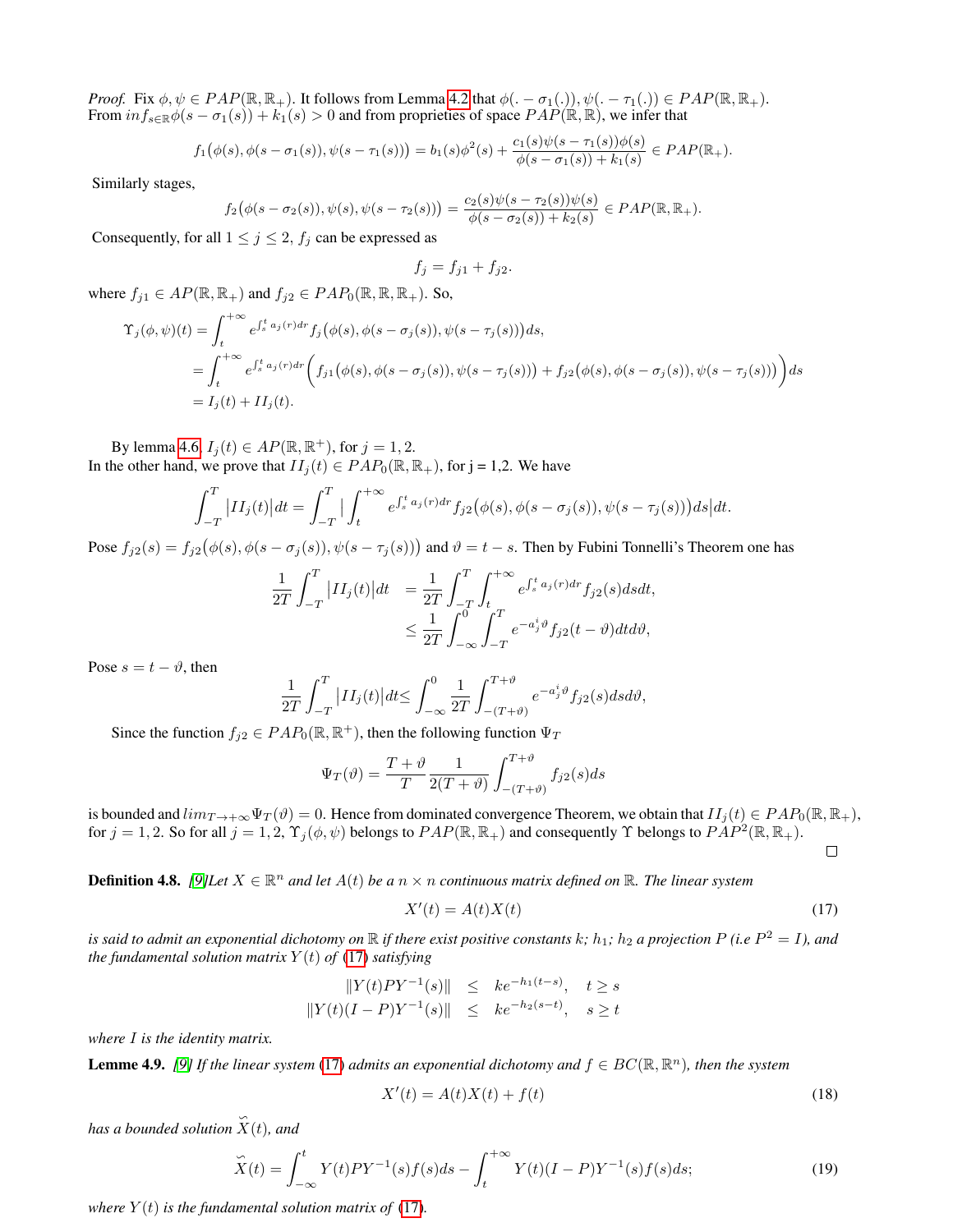*Proof.* Fix $\phi, \psi \in PAP(\mathbb{R}, \mathbb{R}_+)$. It follows from Lemma 4.2 that $\phi(. - \sigma_1(.)), \psi(. - \tau_1(.)) \in PAP(\mathbb{R}, \mathbb{R}_+)$. From $inf_{s\in\mathbb{R}}\phi(s - \sigma_1(s)) + k_1(s) > 0$ and from proprieties of space $PAP(\mathbb{R}, \mathbb{R})$, we infer that

$$f_1\big(\phi(s), \phi(s-\sigma_1(s)), \psi(s-\tau_1(s))\big) = b_1(s)\phi^2(s) + \frac{c_1(s)\psi(s-\tau_1(s))\phi(s)}{\phi(s-\sigma_1(s)) + k_1(s)} \in PAP(\mathbb{R}_+).$$

Similarly stages,

$$f_2\big(\phi(s-\sigma_2(s)), \psi(s), \psi(s-\tau_2(s))\big) = \frac{c_2(s)\psi(s-\tau_2(s))\psi(s)}{\phi(s-\sigma_2(s)) + k_2(s)} \in PAP(\mathbb{R}, \mathbb{R}_+).$$

Consequently, for all $1 \leq j \leq 2$, $f_j$ can be expressed as

$$f_j = f_{j1} + f_{j2}.$$

where $f_{j1} \in AP(\mathbb{R}, \mathbb{R}_+)$ and $f_{j2} \in PAP_0(\mathbb{R}, \mathbb{R}, \mathbb{R}_+)$. So,

$$\begin{aligned}
\Upsilon_j(\phi, \psi)(t) &= \int_t^{+\infty} e^{\int_s^t a_j(r)dr} f_j\big(\phi(s), \phi(s-\sigma_j(s)), \psi(s-\tau_j(s))\big)ds, \\
&= \int_t^{+\infty} e^{\int_s^t a_j(r)dr} \Big(f_{j1}\big(\phi(s), \phi(s-\sigma_j(s)), \psi(s-\tau_j(s))\big) + f_{j2}\big(\phi(s), \phi(s-\sigma_j(s)), \psi(s-\tau_j(s))\big)\Big)ds \\
&= I_j(t) + II_j(t).
\end{aligned}$$

By lemma 4.6, $I_j(t) \in AP(\mathbb{R}, \mathbb{R}^+)$, for $j = 1, 2$.
In the other hand, we prove that $II_j(t) \in PAP_0(\mathbb{R}, \mathbb{R}_+)$, for j = 1,2. We have

$$\int_{-T}^{T} \big|II_j(t)\big|dt = \int_{-T}^{T} \Big|\int_t^{+\infty} e^{\int_s^t a_j(r)dr} f_{j2}\big(\phi(s), \phi(s-\sigma_j(s)), \psi(s-\tau_j(s))\big)ds\Big|dt.$$

Pose $f_{j2}(s) = f_{j2}\big(\phi(s), \phi(s-\sigma_j(s)), \psi(s-\tau_j(s))\big)$ and $\vartheta = t - s$. Then by Fubini Tonnelli's Theorem one has

$$\begin{aligned}
\frac{1}{2T}\int_{-T}^{T} \big|II_j(t)\big|dt &= \frac{1}{2T}\int_{-T}^{T}\int_t^{+\infty} e^{\int_s^t a_j(r)dr} f_{j2}(s)dsdt, \\
&\leq \frac{1}{2T}\int_{-\infty}^{0}\int_{-T}^{T} e^{-a_j^i\vartheta} f_{j2}(t-\vartheta)dtd\vartheta,
\end{aligned}$$

Pose $s = t - \vartheta$, then

$$\frac{1}{2T}\int_{-T}^{T} \big|II_j(t)\big|dt \leq \int_{-\infty}^{0} \frac{1}{2T}\int_{-(T+\vartheta)}^{T+\vartheta} e^{-a_j^i\vartheta} f_{j2}(s)dsd\vartheta,$$

Since the function $f_{j2} \in PAP_0(\mathbb{R}, \mathbb{R}^+)$, then the following function $\Psi_T$

$$\Psi_T(\vartheta) = \frac{T+\vartheta}{T}\frac{1}{2(T+\vartheta)}\int_{-(T+\vartheta)}^{T+\vartheta} f_{j2}(s)ds$$

is bounded and $lim_{T\to+\infty}\Psi_T(\vartheta) = 0$. Hence from dominated convergence Theorem, we obtain that $II_j(t) \in PAP_0(\mathbb{R}, \mathbb{R}_+)$, for $j = 1, 2$. So for all $j = 1, 2$, $\Upsilon_j(\phi, \psi)$ belongs to $PAP(\mathbb{R}, \mathbb{R}_+)$ and consequently $\Upsilon$ belongs to $PAP^2(\mathbb{R}, \mathbb{R}_+)$. ◻

**Definition 4.8.** *[9]Let $X \in \mathbb{R}^n$ and let $A(t)$ be a $n \times n$ continuous matrix defined on $\mathbb{R}$. The linear system*

$$X'(t) = A(t)X(t) \tag{17}$$

*is said to admit an exponential dichotomy on $\mathbb{R}$ if there exist positive constants $k$; $h_1$; $h_2$ a projection $P$ (i.e $P^2 = I$), and the fundamental solution matrix $Y(t)$ of (17) satisfying*

$$\begin{aligned}
\|Y(t)PY^{-1}(s)\| &\leq ke^{-h_1(t-s)}, \quad t \geq s \\
\|Y(t)(I-P)Y^{-1}(s)\| &\leq ke^{-h_2(s-t)}, \quad s \geq t
\end{aligned}$$

*where $I$ is the identity matrix.*

**Lemme 4.9.** *[9] If the linear system (17) admits an exponential dichotomy and $f \in BC(\mathbb{R}, \mathbb{R}^n)$, then the system*

$$X'(t) = A(t)X(t) + f(t) \tag{18}$$

*has a bounded solution $\breve{X}(t)$, and*

$$\breve{X}(t) = \int_{-\infty}^{t} Y(t)PY^{-1}(s)f(s)ds - \int_t^{+\infty} Y(t)(I-P)Y^{-1}(s)f(s)ds; \tag{19}$$

*where $Y(t)$ is the fundamental solution matrix of (17).*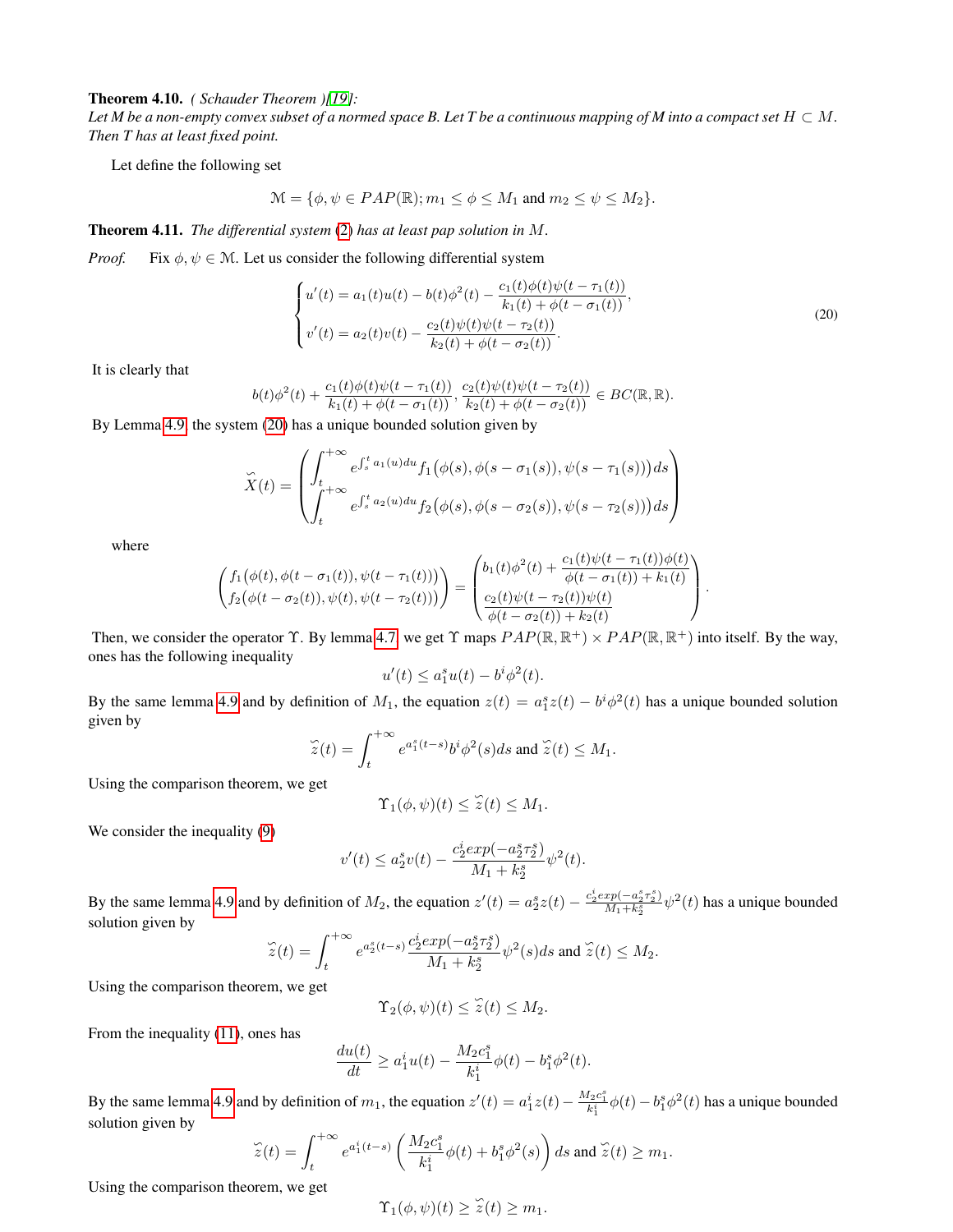**Theorem 4.10.** *( Schauder Theorem )[19]:*
*Let $M$ be a non-empty convex subset of a normed space $B$. Let $T$ be a continuous mapping of $M$ into a compact set $H \subset M$. Then $T$ has at least fixed point.*

Let define the following set

$$\mathcal{M} = \{\phi, \psi \in PAP(\mathbb{R}); m_1 \le \phi \le M_1 \text{ and } m_2 \le \psi \le M_2\}.$$

**Theorem 4.11.** *The differential system (2) has at least pap solution in $M$.*

*Proof.* Fix $\phi, \psi \in \mathcal{M}$. Let us consider the following differential system

$$\begin{cases} u'(t) = a_1(t)u(t) - b(t)\phi^2(t) - \dfrac{c_1(t)\phi(t)\psi(t-\tau_1(t))}{k_1(t) + \phi(t-\sigma_1(t))}, \\ v'(t) = a_2(t)v(t) - \dfrac{c_2(t)\psi(t)\psi(t-\tau_2(t))}{k_2(t) + \phi(t-\sigma_2(t))}. \end{cases} \tag{20}$$

It is clearly that

$$b(t)\phi^2(t) + \frac{c_1(t)\phi(t)\psi(t-\tau_1(t))}{k_1(t) + \phi(t-\sigma_1(t))}, \frac{c_2(t)\psi(t)\psi(t-\tau_2(t))}{k_2(t) + \phi(t-\sigma_2(t))} \in BC(\mathbb{R}, \mathbb{R}).$$

By Lemma 4.9 the system (20) has a unique bounded solution given by

$$\breve{X}(t) = \begin{pmatrix} \displaystyle\int_t^{+\infty} e^{\int_s^t a_1(u)du} f_1\big(\phi(s), \phi(s-\sigma_1(s)), \psi(s-\tau_1(s))\big)ds \\ \displaystyle\int_t^{+\infty} e^{\int_s^t a_2(u)du} f_2\big(\phi(s), \phi(s-\sigma_2(s)), \psi(s-\tau_2(s))\big)ds \end{pmatrix}$$

where

$$\begin{pmatrix} f_1\big(\phi(t), \phi(t-\sigma_1(t)), \psi(t-\tau_1(t))\big) \\ f_2\big(\phi(t-\sigma_2(t)), \psi(t), \psi(t-\tau_2(t))\big) \end{pmatrix} = \begin{pmatrix} b_1(t)\phi^2(t) + \dfrac{c_1(t)\psi(t-\tau_1(t))\phi(t)}{\phi(t-\sigma_1(t)) + k_1(t)} \\ \dfrac{c_2(t)\psi(t-\tau_2(t))\psi(t)}{\phi(t-\sigma_2(t)) + k_2(t)} \end{pmatrix}.$$

Then, we consider the operator $\Upsilon$. By lemma 4.7 we get $\Upsilon$ maps $PAP(\mathbb{R}, \mathbb{R}^+) \times PAP(\mathbb{R}, \mathbb{R}^+)$ into itself. By the way, ones has the following inequality

$$u'(t) \le a_1^s u(t) - b^i \phi^2(t).$$

By the same lemma 4.9 and by definition of $M_1$, the equation $z(t) = a_1^s z(t) - b^i\phi^2(t)$ has a unique bounded solution given by

$$\breve{z}(t) = \int_t^{+\infty} e^{a_1^s(t-s)} b^i \phi^2(s)ds \text{ and } \breve{z}(t) \le M_1.$$

Using the comparison theorem, we get

$$\Upsilon_1(\phi, \psi)(t) \le \breve{z}(t) \le M_1.$$

We consider the inequality (9)

$$v'(t) \le a_2^s v(t) - \frac{c_2^i exp(-a_2^s \tau_2^s)}{M_1 + k_2^s}\psi^2(t).$$

By the same lemma 4.9 and by definition of $M_2$, the equation $z'(t) = a_2^s z(t) - \frac{c_2^i exp(-a_2^s\tau_2^s)}{M_1 + k_2^s}\psi^2(t)$ has a unique bounded solution given by

$$\breve{z}(t) = \int_t^{+\infty} e^{a_2^s(t-s)} \frac{c_2^i exp(-a_2^s\tau_2^s)}{M_1 + k_2^s}\psi^2(s)ds \text{ and } \breve{z}(t) \le M_2.$$

Using the comparison theorem, we get

$$\Upsilon_2(\phi, \psi)(t) \le \breve{z}(t) \le M_2.$$

From the inequality (11), ones has

$$\frac{du(t)}{dt} \ge a_1^i u(t) - \frac{M_2 c_1^s}{k_1^i}\phi(t) - b_1^s\phi^2(t).$$

By the same lemma 4.9 and by definition of $m_1$, the equation $z'(t) = a_1^i z(t) - \frac{M_2 c_1^s}{k_1^i}\phi(t) - b_1^s\phi^2(t)$ has a unique bounded solution given by

$$\breve{z}(t) = \int_t^{+\infty} e^{a_1^i(t-s)}\left(\frac{M_2 c_1^s}{k_1^i}\phi(t) + b_1^s\phi^2(s)\right)ds \text{ and } \breve{z}(t) \ge m_1.$$

Using the comparison theorem, we get

$$\Upsilon_1(\phi, \psi)(t) \ge \breve{z}(t) \ge m_1.$$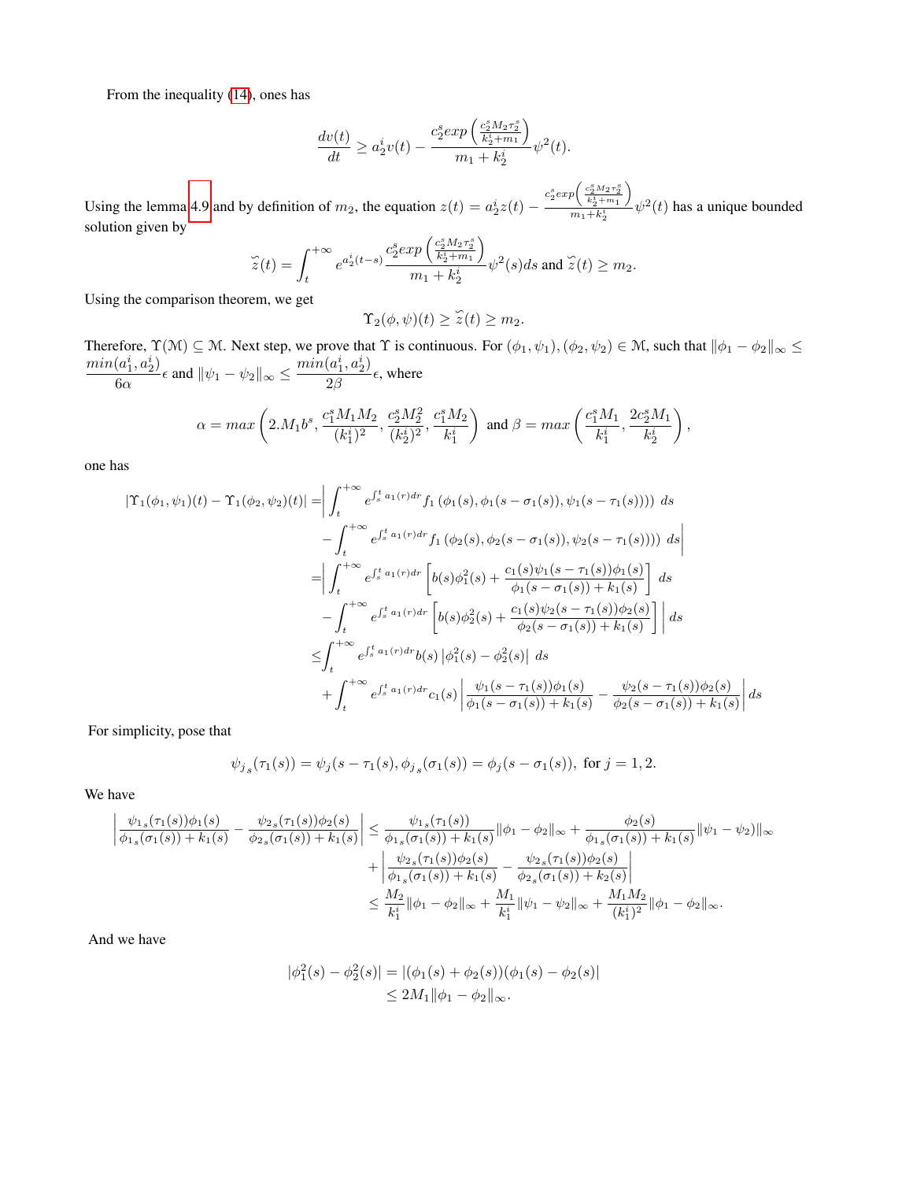From the inequality (14), ones has

$$\frac{dv(t)}{dt} \geq a_2^i v(t) - \frac{c_2^s exp\left(\frac{c_2^s M_2 \tau_2^s}{k_2^i + m_1}\right)}{m_1 + k_2^i} \psi^2(t).$$

Using the lemma 4.9 and by definition of $m_2$, the equation $z(t) = a_2^i z(t) - \frac{c_2^s exp\left(\frac{c_2^s M_2 \tau_2^s}{k_2^i + m_1}\right)}{m_1 + k_2^i} \psi^2(t)$ has a unique bounded solution given by

$$\breve{z}(t) = \int_t^{+\infty} e^{a_2^i(t-s)} \frac{c_2^s exp\left(\frac{c_2^s M_2 \tau_2^s}{k_2^i + m_1}\right)}{m_1 + k_2^i} \psi^2(s) ds \text{ and } \breve{z}(t) \geq m_2.$$

Using the comparison theorem, we get

$$\Upsilon_2(\phi, \psi)(t) \geq \breve{z}(t) \geq m_2.$$

Therefore, $\Upsilon(\mathcal{M}) \subseteq \mathcal{M}$. Next step, we prove that $\Upsilon$ is continuous. For $(\phi_1, \psi_1), (\phi_2, \psi_2) \in \mathcal{M}$, such that $\|\phi_1 - \phi_2\|_\infty \leq \frac{min(a_1^i, a_2^i)}{6\alpha}\epsilon$ and $\|\psi_1 - \psi_2\|_\infty \leq \frac{min(a_1^i, a_2^i)}{2\beta}\epsilon$, where

$$\alpha = max\left(2.M_1 b^s, \frac{c_1^s M_1 M_2}{(k_1^i)^2}, \frac{c_2^s M_2^2}{(k_2^i)^2}, \frac{c_1^s M_2}{k_1^i}\right) \text{ and } \beta = max\left(\frac{c_1^s M_1}{k_1^i}, \frac{2c_2^s M_1}{k_2^i}\right),$$

one has

$$\begin{aligned}
|\Upsilon_1(\phi_1, \psi_1)(t) - \Upsilon_1(\phi_2, \psi_2)(t)| =& \Bigg| \int_t^{+\infty} e^{\int_s^t a_1(r)dr} f_1\left(\phi_1(s), \phi_1(s - \sigma_1(s)), \psi_1(s - \tau_1(s))\right)\Big) \, ds \\
& - \int_t^{+\infty} e^{\int_s^t a_1(r)dr} f_1\left(\phi_2(s), \phi_2(s - \sigma_1(s)), \psi_2(s - \tau_1(s))\right)\Big) \, ds \Bigg| \\
=& \Bigg| \int_t^{+\infty} e^{\int_s^t a_1(r)dr} \left[ b(s)\phi_1^2(s) + \frac{c_1(s)\psi_1(s - \tau_1(s))\phi_1(s)}{\phi_1(s - \sigma_1(s)) + k_1(s)} \right] \, ds \\
& - \int_t^{+\infty} e^{\int_s^t a_1(r)dr} \left[ b(s)\phi_2^2(s) + \frac{c_1(s)\psi_2(s - \tau_1(s))\phi_2(s)}{\phi_2(s - \sigma_1(s)) + k_1(s)} \right] \Bigg| \, ds \\
\leq& \int_t^{+\infty} e^{\int_s^t a_1(r)dr} b(s) \left|\phi_1^2(s) - \phi_2^2(s)\right| \, ds \\
& + \int_t^{+\infty} e^{\int_s^t a_1(r)dr} c_1(s) \left| \frac{\psi_1(s - \tau_1(s))\phi_1(s)}{\phi_1(s - \sigma_1(s)) + k_1(s)} - \frac{\psi_2(s - \tau_1(s))\phi_2(s)}{\phi_2(s - \sigma_1(s)) + k_1(s)} \right| ds
\end{aligned}$$

For simplicity, pose that

$$\psi_{j_s}(\tau_1(s)) = \psi_j(s - \tau_1(s), \phi_{j_s}(\sigma_1(s)) = \phi_j(s - \sigma_1(s)), \text{ for } j = 1, 2.$$

We have

$$\begin{aligned}
\left| \frac{\psi_{1_s}(\tau_1(s))\phi_1(s)}{\phi_{1_s}(\sigma_1(s)) + k_1(s)} - \frac{\psi_{2_s}(\tau_1(s))\phi_2(s)}{\phi_{2_s}(\sigma_1(s)) + k_1(s)} \right| \leq& \frac{\psi_{1_s}(\tau_1(s))}{\phi_{1_s}(\sigma_1(s)) + k_1(s)} \|\phi_1 - \phi_2\|_\infty + \frac{\phi_2(s)}{\phi_{1_s}(\sigma_1(s)) + k_1(s)} \|\psi_1 - \psi_2)\|_\infty \\
& + \left| \frac{\psi_{2_s}(\tau_1(s))\phi_2(s)}{\phi_{1_s}(\sigma_1(s)) + k_1(s)} - \frac{\psi_{2_s}(\tau_1(s))\phi_2(s)}{\phi_{2_s}(\sigma_1(s)) + k_2(s)} \right| \\
\leq& \frac{M_2}{k_1^i} \|\phi_1 - \phi_2\|_\infty + \frac{M_1}{k_1^i} \|\psi_1 - \psi_2\|_\infty + \frac{M_1 M_2}{(k_1^i)^2} \|\phi_1 - \phi_2\|_\infty.
\end{aligned}$$

And we have

$$\begin{aligned}
|\phi_1^2(s) - \phi_2^2(s)| &= |(\phi_1(s) + \phi_2(s))(\phi_1(s) - \phi_2(s)| \\
&\leq 2M_1 \|\phi_1 - \phi_2\|_\infty.
\end{aligned}$$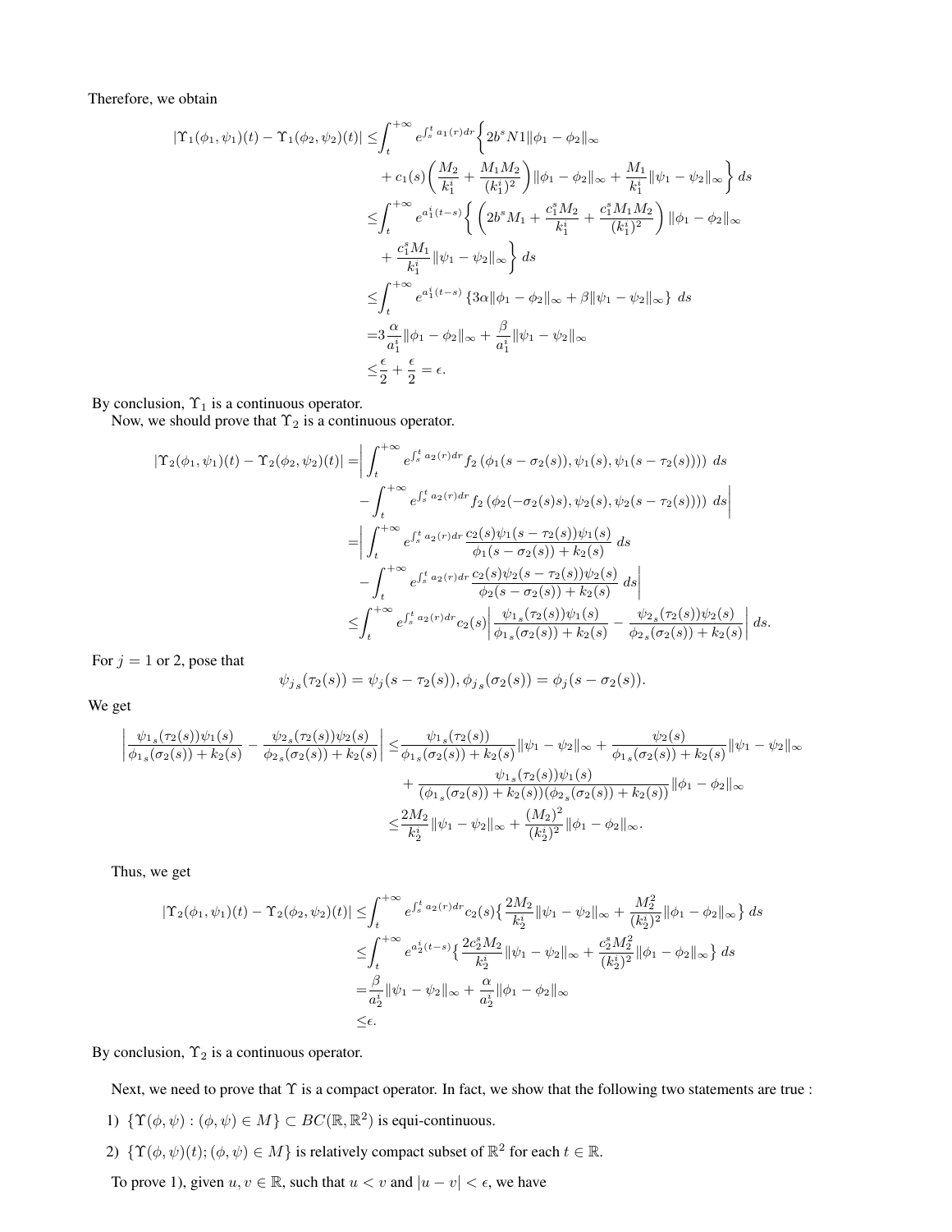Therefore, we obtain

$$
\begin{aligned}
|\Upsilon_1(\phi_1,\psi_1)(t)-\Upsilon_1(\phi_2,\psi_2)(t)| \leq & \int_t^{+\infty} e^{\int_s^t a_1(r)dr}\bigg\{ 2b^s N1\|\phi_1-\phi_2\|_\infty \\
& + c_1(s)\left(\frac{M_2}{k_1^i}+\frac{M_1M_2}{(k_1^i)^2}\right)\|\phi_1-\phi_2\|_\infty + \frac{M_1}{k_1^i}\|\psi_1-\psi_2\|_\infty \bigg\}\, ds \\
\leq & \int_t^{+\infty} e^{a_1^i(t-s)}\bigg\{ \left(2b^sM_1+\frac{c_1^sM_2}{k_1^i}+\frac{c_1^sM_1M_2}{(k_1^i)^2}\right)\|\phi_1-\phi_2\|_\infty \\
& + \frac{c_1^sM_1}{k_1^i}\|\psi_1-\psi_2\|_\infty \bigg\}\, ds \\
\leq & \int_t^{+\infty} e^{a_1^i(t-s)}\left\{3\alpha\|\phi_1-\phi_2\|_\infty + \beta\|\psi_1-\psi_2\|_\infty\right\}\, ds \\
= & 3\frac{\alpha}{a_1^i}\|\phi_1-\phi_2\|_\infty + \frac{\beta}{a_1^i}\|\psi_1-\psi_2\|_\infty \\
\leq & \frac{\epsilon}{2}+\frac{\epsilon}{2}=\epsilon.
\end{aligned}
$$

By conclusion, $\Upsilon_1$ is a continuous operator.

Now, we should prove that $\Upsilon_2$ is a continuous operator.

$$
\begin{aligned}
|\Upsilon_2(\phi_1,\psi_1)(t)-\Upsilon_2(\phi_2,\psi_2)(t)| = & \bigg| \int_t^{+\infty} e^{\int_s^t a_2(r)dr} f_2\left(\phi_1(s-\sigma_2(s)),\psi_1(s),\psi_1(s-\tau_2(s)))\right)\, ds \\
& - \int_t^{+\infty} e^{\int_s^t a_2(r)dr} f_2\left(\phi_2(-\sigma_2(s)s),\psi_2(s),\psi_2(s-\tau_2(s)))\right)\, ds \bigg| \\
= & \bigg| \int_t^{+\infty} e^{\int_s^t a_2(r)dr} \frac{c_2(s)\psi_1(s-\tau_2(s))\psi_1(s)}{\phi_1(s-\sigma_2(s))+k_2(s)}\, ds \\
& - \int_t^{+\infty} e^{\int_s^t a_2(r)dr} \frac{c_2(s)\psi_2(s-\tau_2(s))\psi_2(s)}{\phi_2(s-\sigma_2(s))+k_2(s)}\, ds \bigg| \\
\leq & \int_t^{+\infty} e^{\int_s^t a_2(r)dr} c_2(s) \left| \frac{\psi_{1_s}(\tau_2(s))\psi_1(s)}{\phi_{1_s}(\sigma_2(s))+k_2(s)} - \frac{\psi_{2_s}(\tau_2(s))\psi_2(s)}{\phi_{2_s}(\sigma_2(s))+k_2(s)} \right|\, ds.
\end{aligned}
$$

For $j=1$ or 2, pose that

$$
\psi_{j_s}(\tau_2(s)) = \psi_j(s-\tau_2(s)), \phi_{j_s}(\sigma_2(s)) = \phi_j(s-\sigma_2(s)).
$$

We get

$$
\begin{aligned}
\left| \frac{\psi_{1_s}(\tau_2(s))\psi_1(s)}{\phi_{1_s}(\sigma_2(s))+k_2(s)} - \frac{\psi_{2_s}(\tau_2(s))\psi_2(s)}{\phi_{2_s}(\sigma_2(s))+k_2(s)} \right| \leq & \frac{\psi_{1_s}(\tau_2(s))}{\phi_{1_s}(\sigma_2(s))+k_2(s)}\|\psi_1-\psi_2\|_\infty + \frac{\psi_2(s)}{\phi_{1_s}(\sigma_2(s))+k_2(s)}\|\psi_1-\psi_2\|_\infty \\
& + \frac{\psi_{1_s}(\tau_2(s))\psi_1(s)}{(\phi_{1_s}(\sigma_2(s))+k_2(s))(\phi_{2_s}(\sigma_2(s))+k_2(s))}\|\phi_1-\phi_2\|_\infty \\
\leq & \frac{2M_2}{k_2^i}\|\psi_1-\psi_2\|_\infty + \frac{(M_2)^2}{(k_2^i)^2}\|\phi_1-\phi_2\|_\infty.
\end{aligned}
$$

Thus, we get

$$
\begin{aligned}
|\Upsilon_2(\phi_1,\psi_1)(t)-\Upsilon_2(\phi_2,\psi_2)(t)| \leq & \int_t^{+\infty} e^{\int_s^t a_2(r)dr} c_2(s) \left\{ \frac{2M_2}{k_2^i}\|\psi_1-\psi_2\|_\infty + \frac{M_2^2}{(k_2^i)^2}\|\phi_1-\phi_2\|_\infty \right\}\, ds \\
\leq & \int_t^{+\infty} e^{a_2^i(t-s)} \left\{ \frac{2c_2^sM_2}{k_2^i}\|\psi_1-\psi_2\|_\infty + \frac{c_2^sM_2^2}{(k_2^i)^2}\|\phi_1-\phi_2\|_\infty \right\}\, ds \\
= & \frac{\beta}{a_2^i}\|\psi_1-\psi_2\|_\infty + \frac{\alpha}{a_2^i}\|\phi_1-\phi_2\|_\infty \\
\leq & \epsilon.
\end{aligned}
$$

By conclusion, $\Upsilon_2$ is a continuous operator.

Next, we need to prove that $\Upsilon$ is a compact operator. In fact, we show that the following two statements are true :

1) $\{\Upsilon(\phi,\psi) : (\phi,\psi)\in M\} \subset BC(\mathbb{R},\mathbb{R}^2)$ is equi-continuous.

2) $\{\Upsilon(\phi,\psi)(t); (\phi,\psi)\in M\}$ is relatively compact subset of $\mathbb{R}^2$ for each $t\in\mathbb{R}$.

To prove 1), given $u,v\in\mathbb{R}$, such that $u<v$ and $|u-v|<\epsilon$, we have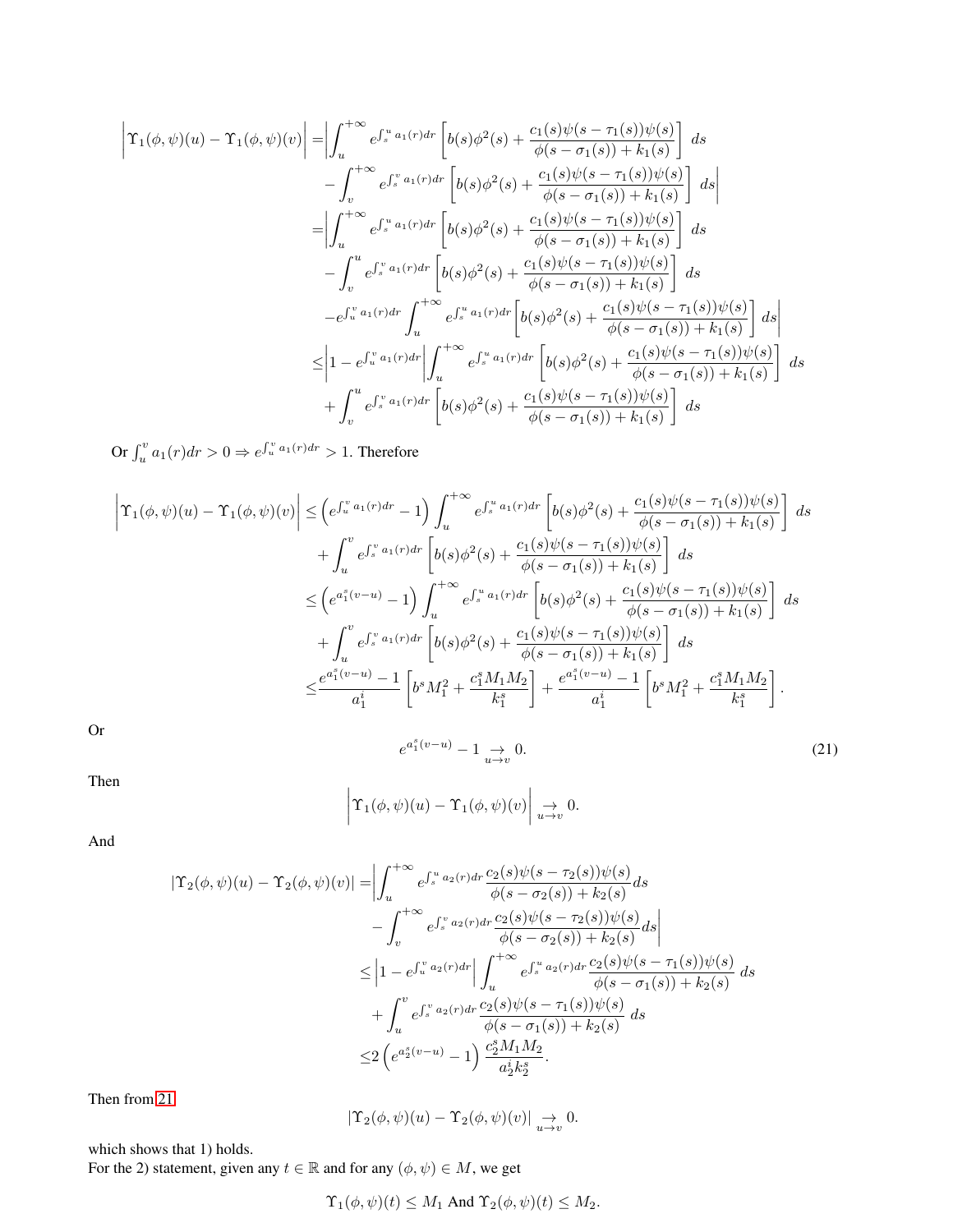$$
\begin{aligned}
\Big|\Upsilon_1(\phi,\psi)(u)-\Upsilon_1(\phi,\psi)(v)\Big| =& \Big|\int_u^{+\infty} e^{\int_s^u a_1(r)dr}\left[b(s)\phi^2(s)+\frac{c_1(s)\psi(s-\tau_1(s))\psi(s)}{\phi(s-\sigma_1(s))+k_1(s)}\right]\,ds \\
&-\int_v^{+\infty} e^{\int_s^v a_1(r)dr}\left[b(s)\phi^2(s)+\frac{c_1(s)\psi(s-\tau_1(s))\psi(s)}{\phi(s-\sigma_1(s))+k_1(s)}\right]\,ds\Big| \\
=& \Big|\int_u^{+\infty} e^{\int_s^u a_1(r)dr}\left[b(s)\phi^2(s)+\frac{c_1(s)\psi(s-\tau_1(s))\psi(s)}{\phi(s-\sigma_1(s))+k_1(s)}\right]\,ds \\
&-\int_v^{u} e^{\int_s^v a_1(r)dr}\left[b(s)\phi^2(s)+\frac{c_1(s)\psi(s-\tau_1(s))\psi(s)}{\phi(s-\sigma_1(s))+k_1(s)}\right]\,ds \\
&-e^{\int_u^v a_1(r)dr}\int_u^{+\infty} e^{\int_s^u a_1(r)dr}\left[b(s)\phi^2(s)+\frac{c_1(s)\psi(s-\tau_1(s))\psi(s)}{\phi(s-\sigma_1(s))+k_1(s)}\right]\,ds\Big| \\
\leq& \Big|1-e^{\int_u^v a_1(r)dr}\Big|\int_u^{+\infty} e^{\int_s^u a_1(r)dr}\left[b(s)\phi^2(s)+\frac{c_1(s)\psi(s-\tau_1(s))\psi(s)}{\phi(s-\sigma_1(s))+k_1(s)}\right]\,ds \\
&+\int_v^{u} e^{\int_s^v a_1(r)dr}\left[b(s)\phi^2(s)+\frac{c_1(s)\psi(s-\tau_1(s))\psi(s)}{\phi(s-\sigma_1(s))+k_1(s)}\right]\,ds
\end{aligned}
$$

Or $\int_u^v a_1(r)dr > 0 \Rightarrow e^{\int_u^v a_1(r)dr} > 1$. Therefore

$$
\begin{aligned}
\Big|\Upsilon_1(\phi,\psi)(u)-\Upsilon_1(\phi,\psi)(v)\Big| \leq& \left(e^{\int_u^v a_1(r)dr}-1\right)\int_u^{+\infty} e^{\int_s^u a_1(r)dr}\left[b(s)\phi^2(s)+\frac{c_1(s)\psi(s-\tau_1(s))\psi(s)}{\phi(s-\sigma_1(s))+k_1(s)}\right]\,ds \\
&+\int_u^{v} e^{\int_s^v a_1(r)dr}\left[b(s)\phi^2(s)+\frac{c_1(s)\psi(s-\tau_1(s))\psi(s)}{\phi(s-\sigma_1(s))+k_1(s)}\right]\,ds \\
\leq& \left(e^{a_1^s(v-u)}-1\right)\int_u^{+\infty} e^{\int_s^u a_1(r)dr}\left[b(s)\phi^2(s)+\frac{c_1(s)\psi(s-\tau_1(s))\psi(s)}{\phi(s-\sigma_1(s))+k_1(s)}\right]\,ds \\
&+\int_u^{v} e^{\int_s^v a_1(r)dr}\left[b(s)\phi^2(s)+\frac{c_1(s)\psi(s-\tau_1(s))\psi(s)}{\phi(s-\sigma_1(s))+k_1(s)}\right]\,ds \\
\leq& \frac{e^{a_1^s(v-u)}-1}{a_1^i}\left[b^sM_1^2+\frac{c_1^sM_1M_2}{k_1^s}\right]+\frac{e^{a_1^s(v-u)}-1}{a_1^i}\left[b^sM_1^2+\frac{c_1^sM_1M_2}{k_1^s}\right].
\end{aligned}
$$

Or

$$
e^{a_1^s(v-u)}-1 \underset{u\to v}{\to} 0. \tag{21}
$$

Then

$$
\Big|\Upsilon_1(\phi,\psi)(u)-\Upsilon_1(\phi,\psi)(v)\Big| \underset{u\to v}{\to} 0.
$$

And

$$
\begin{aligned}
|\Upsilon_2(\phi,\psi)(u)-\Upsilon_2(\phi,\psi)(v)| =& \Big|\int_u^{+\infty} e^{\int_s^u a_2(r)dr}\frac{c_2(s)\psi(s-\tau_2(s))\psi(s)}{\phi(s-\sigma_2(s))+k_2(s)}ds \\
&-\int_v^{+\infty} e^{\int_s^v a_2(r)dr}\frac{c_2(s)\psi(s-\tau_2(s))\psi(s)}{\phi(s-\sigma_2(s))+k_2(s)}ds\Big| \\
\leq& \left|1-e^{\int_u^v a_2(r)dr}\right|\int_u^{+\infty} e^{\int_s^u a_2(r)dr}\frac{c_2(s)\psi(s-\tau_1(s))\psi(s)}{\phi(s-\sigma_1(s))+k_2(s)}\,ds \\
&+\int_u^{v} e^{\int_s^v a_2(r)dr}\frac{c_2(s)\psi(s-\tau_1(s))\psi(s)}{\phi(s-\sigma_1(s))+k_2(s)}\,ds \\
\leq& 2\left(e^{a_2^s(v-u)}-1\right)\frac{c_2^sM_1M_2}{a_2^ik_2^s}.
\end{aligned}
$$

Then from 21

$$
|\Upsilon_2(\phi,\psi)(u)-\Upsilon_2(\phi,\psi)(v)| \underset{u\to v}{\to} 0.
$$

which shows that 1) holds.
For the 2) statement, given any $t\in\mathbb{R}$ and for any $(\phi,\psi)\in M$, we get

$$
\Upsilon_1(\phi,\psi)(t)\leq M_1 \text{ And } \Upsilon_2(\phi,\psi)(t)\leq M_2.
$$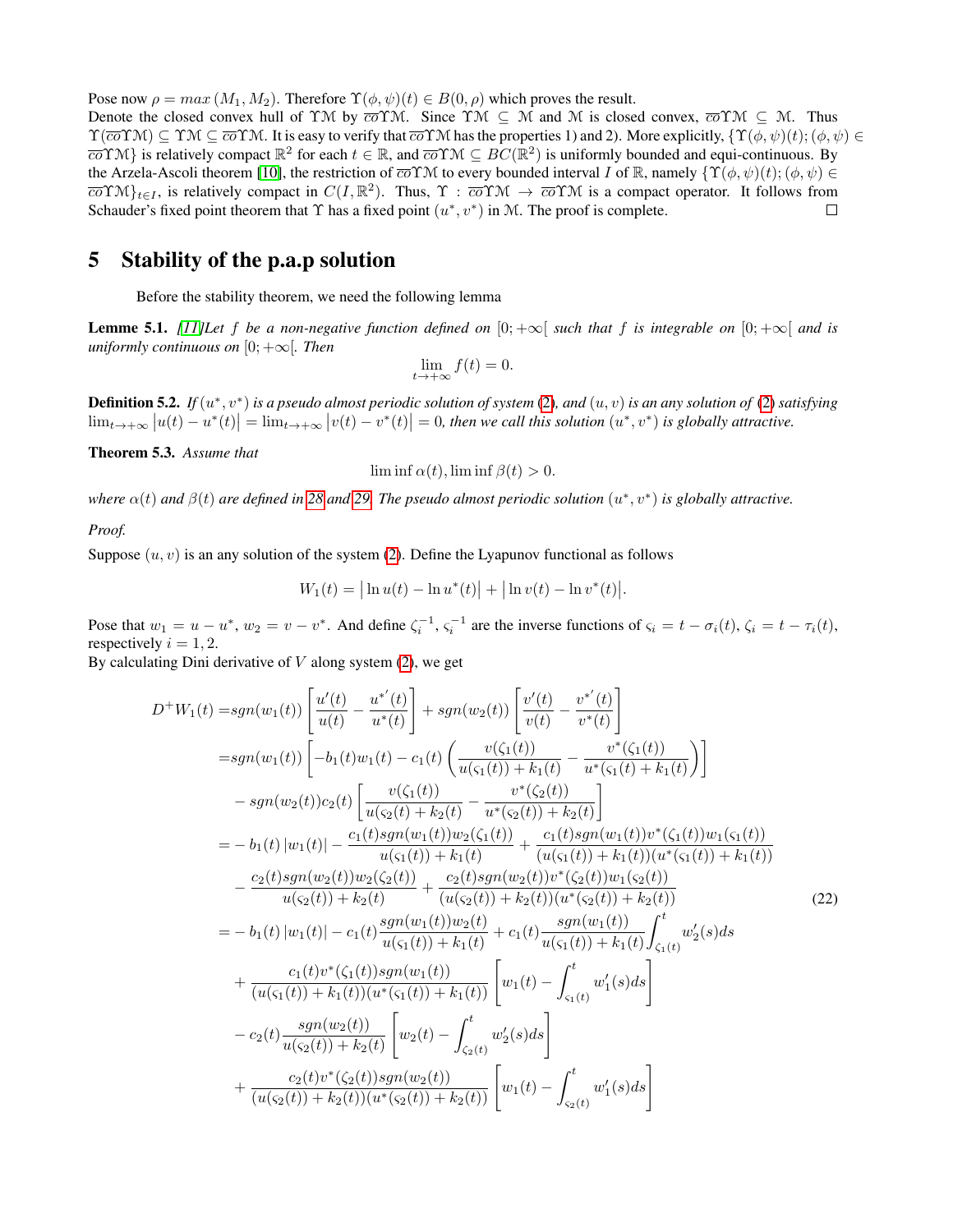Pose now $\rho = max\,(M_1, M_2)$. Therefore $\Upsilon(\phi,\psi)(t) \in B(0,\rho)$ which proves the result.
Denote the closed convex hull of $\Upsilon\mathcal{M}$ by $\overline{co}\Upsilon\mathcal{M}$. Since $\Upsilon\mathcal{M} \subseteq \mathcal{M}$ and $\mathcal{M}$ is closed convex, $\overline{co}\Upsilon\mathcal{M} \subseteq \mathcal{M}$. Thus $\Upsilon(\overline{co}\Upsilon\mathcal{M}) \subseteq \Upsilon\mathcal{M} \subseteq \overline{co}\Upsilon\mathcal{M}$. It is easy to verify that $\overline{co}\Upsilon\mathcal{M}$ has the properties 1) and 2). More explicitly, $\{\Upsilon(\phi,\psi)(t); (\phi,\psi) \in \overline{co}\Upsilon\mathcal{M}\}$ is relatively compact $\mathbb{R}^2$ for each $t \in \mathbb{R}$, and $\overline{co}\Upsilon\mathcal{M} \subseteq BC(\mathbb{R}^2)$ is uniformly bounded and equi-continuous. By the Arzela-Ascoli theorem [10], the restriction of $\overline{co}\Upsilon\mathcal{M}$ to every bounded interval $I$ of $\mathbb{R}$, namely $\{\Upsilon(\phi,\psi)(t); (\phi,\psi) \in \overline{co}\Upsilon\mathcal{M}\}_{t\in I}$, is relatively compact in $C(I,\mathbb{R}^2)$. Thus, $\Upsilon : \overline{co}\Upsilon\mathcal{M} \to \overline{co}\Upsilon\mathcal{M}$ is a compact operator. It follows from Schauder's fixed point theorem that $\Upsilon$ has a fixed point $(u^*, v^*)$ in $\mathcal{M}$. The proof is complete. □

## 5 Stability of the p.a.p solution

Before the stability theorem, we need the following lemma

**Lemme 5.1.** *[11]Let $f$ be a non-negative function defined on $[0; +\infty[$ such that $f$ is integrable on $[0; +\infty[$ and is uniformly continuous on $[0; +\infty[$. Then*

$$\lim_{t\to+\infty} f(t) = 0.$$

**Definition 5.2.** *If $(u^*, v^*)$ is a pseudo almost periodic solution of system (2), and $(u, v)$ is an any solution of (2) satisfying $\lim_{t\to+\infty} |u(t) - u^*(t)| = \lim_{t\to+\infty} |v(t) - v^*(t)| = 0$, then we call this solution $(u^*, v^*)$ is globally attractive.*

**Theorem 5.3.** *Assume that*

$$\liminf \alpha(t), \liminf \beta(t) > 0.$$

*where $\alpha(t)$ and $\beta(t)$ are defined in 28 and 29. The pseudo almost periodic solution $(u^*, v^*)$ is globally attractive.*

*Proof.*
Suppose $(u, v)$ is an any solution of the system (2). Define the Lyapunov functional as follows

$$W_1(t) = \big|\ln u(t) - \ln u^*(t)\big| + \big|\ln v(t) - \ln v^*(t)\big|.$$

Pose that $w_1 = u - u^*$, $w_2 = v - v^*$. And define $\zeta_i^{-1}$, $\varsigma_i^{-1}$ are the inverse functions of $\varsigma_i = t - \sigma_i(t)$, $\zeta_i = t - \tau_i(t)$, respectively $i = 1, 2$.
By calculating Dini derivative of $V$ along system (2), we get

$$
\begin{aligned}
D^+W_1(t) =& sgn(w_1(t))\left[\frac{u'(t)}{u(t)} - \frac{u^{*'}(t)}{u^*(t)}\right] + sgn(w_2(t))\left[\frac{v'(t)}{v(t)} - \frac{v^{*'}(t)}{v^*(t)}\right] \\
=& sgn(w_1(t))\left[-b_1(t)w_1(t) - c_1(t)\left(\frac{v(\zeta_1(t))}{u(\varsigma_1(t)) + k_1(t)} - \frac{v^*(\zeta_1(t))}{u^*(\varsigma_1(t) + k_1(t)}\right)\right] \\
&- sgn(w_2(t))c_2(t)\left[\frac{v(\zeta_1(t))}{u(\varsigma_2(t) + k_2(t)} - \frac{v^*(\zeta_2(t))}{u^*(\varsigma_2(t)) + k_2(t)}\right] \\
=& -b_1(t)\,|w_1(t)| - \frac{c_1(t)sgn(w_1(t))w_2(\zeta_1(t))}{u(\varsigma_1(t)) + k_1(t)} + \frac{c_1(t)sgn(w_1(t))v^*(\zeta_1(t))w_1(\varsigma_1(t))}{(u(\varsigma_1(t)) + k_1(t))(u^*(\varsigma_1(t)) + k_1(t))} \\
&- \frac{c_2(t)sgn(w_2(t))w_2(\zeta_2(t))}{u(\varsigma_2(t)) + k_2(t)} + \frac{c_2(t)sgn(w_2(t))v^*(\zeta_2(t))w_1(\varsigma_2(t))}{(u(\varsigma_2(t)) + k_2(t))(u^*(\varsigma_2(t)) + k_2(t))} \\
=& -b_1(t)\,|w_1(t)| - c_1(t)\frac{sgn(w_1(t))w_2(t)}{u(\varsigma_1(t)) + k_1(t)} + c_1(t)\frac{sgn(w_1(t))}{u(\varsigma_1(t)) + k_1(t)}\int_{\zeta_1(t)}^{t} w_2'(s)ds \\
&+ \frac{c_1(t)v^*(\zeta_1(t))sgn(w_1(t))}{(u(\varsigma_1(t)) + k_1(t))(u^*(\varsigma_1(t)) + k_1(t))}\left[w_1(t) - \int_{\varsigma_1(t)}^{t} w_1'(s)ds\right] \\
&- c_2(t)\frac{sgn(w_2(t))}{u(\varsigma_2(t)) + k_2(t)}\left[w_2(t) - \int_{\zeta_2(t)}^{t} w_2'(s)ds\right] \\
&+ \frac{c_2(t)v^*(\zeta_2(t))sgn(w_2(t))}{(u(\varsigma_2(t)) + k_2(t))(u^*(\varsigma_2(t)) + k_2(t))}\left[w_1(t) - \int_{\varsigma_2(t)}^{t} w_1'(s)ds\right]
\end{aligned}
\tag{22}
$$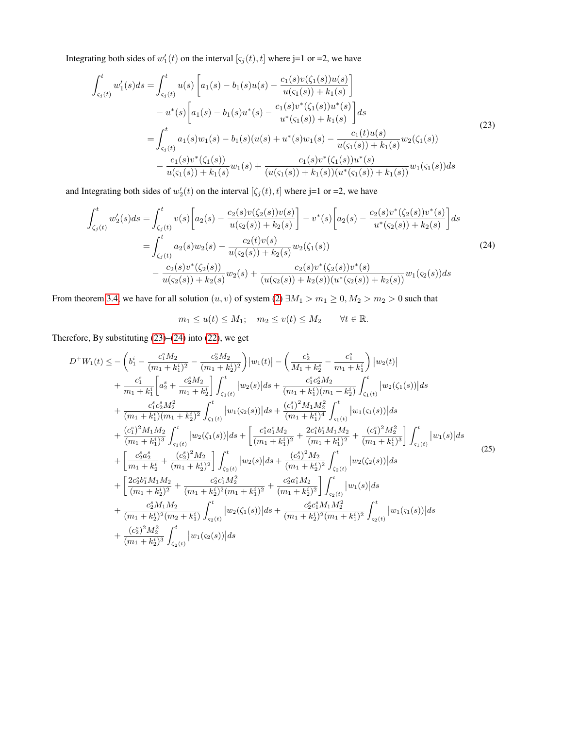Integrating both sides of $w_1'(t)$ on the interval $[\varsigma_j(t), t]$ where j=1 or =2, we have

$$\begin{aligned}
\int_{\varsigma_j(t)}^{t} w_1'(s)ds &= \int_{\varsigma_j(t)}^{t} u(s)\left[a_1(s) - b_1(s)u(s) - \frac{c_1(s)v(\zeta_1(s))u(s)}{u(\varsigma_1(s)) + k_1(s)}\right] \\
&\quad - u^*(s)\left[a_1(s) - b_1(s)u^*(s) - \frac{c_1(s)v^*(\zeta_1(s))u^*(s)}{u^*(\varsigma_1(s)) + k_1(s)}\right]ds \\
&= \int_{\varsigma_j(t)}^{t} a_1(s)w_1(s) - b_1(s)(u(s) + u^*(s)w_1(s) - \frac{c_1(t)u(s)}{u(\varsigma_1(s)) + k_1(s)}w_2(\zeta_1(s)) \\
&\quad - \frac{c_1(s)v^*(\zeta_1(s))}{u(\varsigma_1(s)) + k_1(s)}w_1(s) + \frac{c_1(s)v^*(\zeta_1(s))u^*(s)}{(u(\varsigma_1(s)) + k_1(s))(u^*(\varsigma_1(s)) + k_1(s))}w_1(\varsigma_1(s))ds
\end{aligned} \tag{23}$$

and Integrating both sides of $w_2'(t)$ on the interval $[\zeta_j(t), t]$ where j=1 or =2, we have

$$\begin{aligned}
\int_{\zeta_j(t)}^{t} w_2'(s)ds &= \int_{\zeta_j(t)}^{t} v(s)\left[a_2(s) - \frac{c_2(s)v(\zeta_2(s))v(s)}{u(\varsigma_2(s)) + k_2(s)}\right] - v^*(s)\left[a_2(s) - \frac{c_2(s)v^*(\zeta_2(s))v^*(s)}{u^*(\varsigma_2(s)) + k_2(s)}\right]ds \\
&= \int_{\zeta_j(t)}^{t} a_2(s)w_2(s) - \frac{c_2(t)v(s)}{u(\varsigma_2(s)) + k_2(s)}w_2(\zeta_1(s)) \\
&\quad - \frac{c_2(s)v^*(\zeta_2(s))}{u(\varsigma_2(s)) + k_2(s)}w_2(s) + \frac{c_2(s)v^*(\zeta_2(s))v^*(s)}{(u(\varsigma_2(s)) + k_2(s))(u^*(\varsigma_2(s)) + k_2(s))}w_1(\varsigma_2(s))ds
\end{aligned} \tag{24}$$

From theorem 3.4, we have for all solution $(u, v)$ of system (2) $\exists M_1 > m_1 \geq 0, M_2 > m_2 > 0$ such that

$$m_1 \leq u(t) \leq M_1; \quad m_2 \leq v(t) \leq M_2 \qquad \forall t \in \mathbb{R}.$$

Therefore, By substituting (23)–(24) into (22), we get

$$\begin{aligned}
D^+W_1(t) \leq &- \left(b_1^i - \frac{c_1^s M_2}{(m_1 + k_1^i)^2} - \frac{c_2^s M_2}{(m_1 + k_2^i)^2}\right)\left|w_1(t)\right| - \left(\frac{c_2^i}{M_1 + k_2^s} - \frac{c_1^s}{m_1 + k_1^i}\right)\left|w_2(t)\right| \\
&+ \frac{c_1^s}{m_1 + k_1^i}\left[a_2^s + \frac{c_2^s M_2}{m_1 + k_2^i}\right]\int_{\zeta_1(t)}^{t}\left|w_2(s)\right|ds + \frac{c_1^s c_2^s M_2}{(m_1 + k_1^i)(m_1 + k_2^i)}\int_{\zeta_1(t)}^{t}\left|w_2(\zeta_1(s))\right|ds \\
&+ \frac{c_1^s c_2^s M_2^2}{(m_1 + k_1^i)(m_1 + k_2^i)^2}\int_{\zeta_1(t)}^{t}\left|w_1(\varsigma_2(s))\right|ds + \frac{(c_1^s)^2 M_1 M_2^2}{(m_1 + k_1^i)^4}\int_{\varsigma_1(t)}^{t}\left|w_1(\varsigma_1(s))\right|ds \\
&+ \frac{(c_1^s)^2 M_1 M_2}{(m_1 + k_1^i)^3}\int_{\varsigma_1(t)}^{t}\left|w_2(\zeta_1(s))\right|ds + \left[\frac{c_1^s a_1^s M_2}{(m_1 + k_1^i)^2} + \frac{2c_1^s b_1^s M_1 M_2}{(m_1 + k_1^i)^2} + \frac{(c_1^s)^2 M_2^2}{(m_1 + k_1^i)^3}\right]\int_{\varsigma_1(t)}^{t}\left|w_1(s)\right|ds \\
&+ \left[\frac{c_2^s a_2^s}{m_1 + k_2^i} + \frac{(c_2^s)^2 M_2}{(m_1 + k_2^i)^2}\right]\int_{\zeta_2(t)}^{t}\left|w_2(s)\right|ds + \frac{(c_2^s)^2 M_2}{(m_1 + k_2^i)^2}\int_{\zeta_2(t)}^{t}\left|w_2(\zeta_2(s))\right|ds \\
&+ \left[\frac{2c_2^s b_1^s M_1 M_2}{(m_1 + k_2^i)^2} + \frac{c_2^s c_1^s M_2^2}{(m_1 + k_2^i)^2(m_1 + k_1^i)^2} + \frac{c_2^s a_1^s M_2}{(m_1 + k_2^i)^2}\right]\int_{\varsigma_2(t)}^{t}\left|w_1(s)\right|ds \\
&+ \frac{c_2^s M_1 M_2}{(m_1 + k_2^i)^2(m_2 + k_1^i)}\int_{\varsigma_2(t)}^{t}\left|w_2(\zeta_1(s))\right|ds + \frac{c_2^s c_1^s M_1 M_2^2}{(m_1 + k_2^i)^2(m_1 + k_1^i)^2}\int_{\varsigma_2(t)}^{t}\left|w_1(\varsigma_1(s))\right|ds \\
&+ \frac{(c_2^s)^2 M_2^2}{(m_1 + k_2^i)^3}\int_{\zeta_2(t)}^{t}\left|w_1(\varsigma_2(s))\right|ds
\end{aligned} \tag{25}$$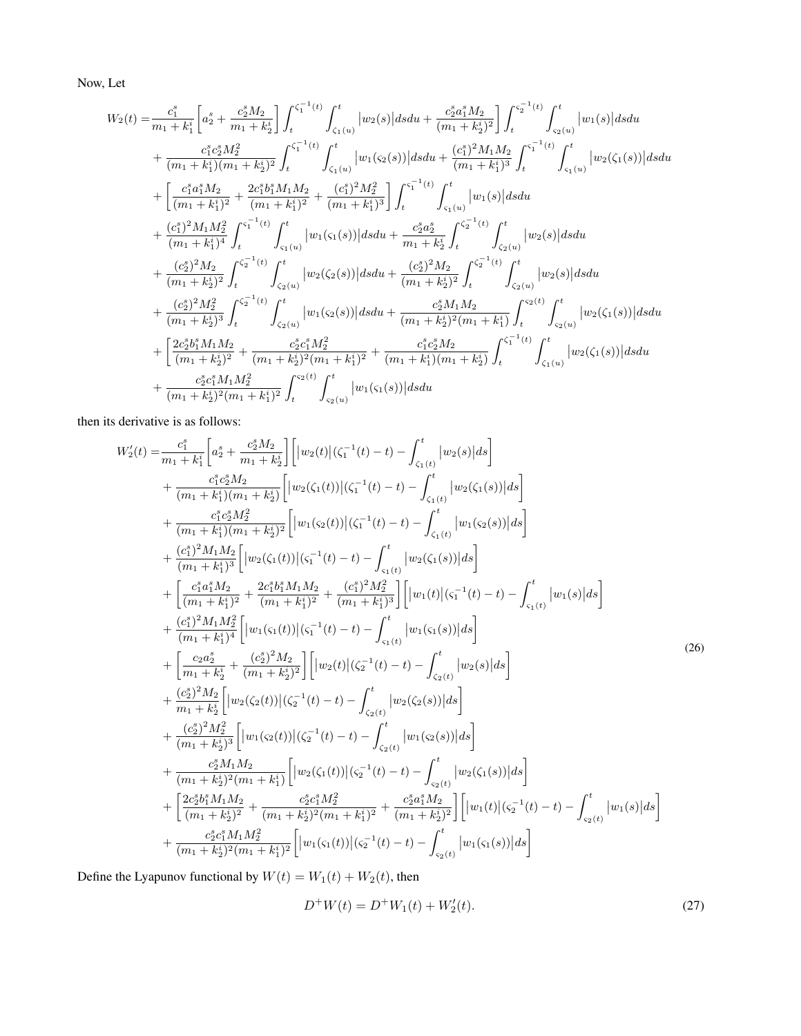Now, Let

$$
\begin{aligned}
W_2(t) =& \frac{c_1^s}{m_1+k_1^i}\left[a_2^s + \frac{c_2^s M_2}{m_1+k_2^i}\right]\int_t^{\zeta_1^{-1}(t)}\int_{\zeta_1(u)}^t \big|w_2(s)\big|dsdu + \frac{c_2^s a_1^s M_2}{(m_1+k_2^i)^2}\bigg]\int_t^{\varsigma_2^{-1}(t)}\int_{\varsigma_2(u)}^t \big|w_1(s)\big|dsdu \\
&+ \frac{c_1^s c_2^s M_2^2}{(m_1+k_1^i)(m_1+k_2^i)^2}\int_t^{\zeta_1^{-1}(t)}\int_{\zeta_1(u)}^t \big|w_1(\varsigma_2(s))\big|dsdu + \frac{(c_1^s)^2 M_1 M_2}{(m_1+k_1^i)^3}\int_t^{\varsigma_1^{-1}(t)}\int_{\varsigma_1(u)}^t \big|w_2(\zeta_1(s))\big|dsdu \\
&+ \left[\frac{c_1^s a_1^s M_2}{(m_1+k_1^i)^2} + \frac{2c_1^s b_1^s M_1 M_2}{(m_1+k_1^i)^2} + \frac{(c_1^s)^2 M_2^2}{(m_1+k_1^i)^3}\right]\int_t^{\varsigma_1^{-1}(t)}\int_{\varsigma_1(u)}^t \big|w_1(s)\big|dsdu \\
&+ \frac{(c_1^s)^2 M_1 M_2^2}{(m_1+k_1^i)^4}\int_t^{\varsigma_1^{-1}(t)}\int_{\varsigma_1(u)}^t \big|w_1(\varsigma_1(s))\big|dsdu + \frac{c_2^s a_2^s}{m_1+k_2^i}\int_t^{\zeta_2^{-1}(t)}\int_{\zeta_2(u)}^t \big|w_2(s)\big|dsdu \\
&+ \frac{(c_2^s)^2 M_2}{(m_1+k_2^i)^2}\int_t^{\zeta_2^{-1}(t)}\int_{\zeta_2(u)}^t \big|w_2(\zeta_2(s))\big|dsdu + \frac{(c_2^s)^2 M_2}{(m_1+k_2^i)^2}\int_t^{\zeta_2^{-1}(t)}\int_{\zeta_2(u)}^t \big|w_2(s)\big|dsdu \\
&+ \frac{(c_2^s)^2 M_2^2}{(m_1+k_2^i)^3}\int_t^{\zeta_2^{-1}(t)}\int_{\zeta_2(u)}^t \big|w_1(\varsigma_2(s))\big|dsdu + \frac{c_2^s M_1 M_2}{(m_1+k_2^i)^2(m_1+k_1^i)}\int_t^{\varsigma_2(t)}\int_{\varsigma_2(u)}^t \big|w_2(\zeta_1(s))\big|dsdu \\
&+ \left[\frac{2c_2^s b_1^s M_1 M_2}{(m_1+k_2^i)^2} + \frac{c_2^s c_1^s M_2^2}{(m_1+k_2^i)^2(m_1+k_1^i)^2} + \frac{c_1^s c_2^s M_2}{(m_1+k_1^i)(m_1+k_2^i)}\int_t^{\zeta_1^{-1}(t)}\int_{\zeta_1(u)}^t \big|w_2(\zeta_1(s))\big|dsdu \right.\\
&+ \frac{c_2^s c_1^s M_1 M_2^2}{(m_1+k_2^i)^2(m_1+k_1^i)^2}\int_t^{\varsigma_2(t)}\int_{\varsigma_2(u)}^t \big|w_1(\varsigma_1(s))\big|dsdu
\end{aligned}
$$

then its derivative is as follows:

$$
\begin{aligned}
W_2'(t) =& \frac{c_1^s}{m_1+k_1^i}\left[a_2^s + \frac{c_2^s M_2}{m_1+k_2^i}\right]\left[\big|w_2(t)\big|(\zeta_1^{-1}(t)-t) - \int_{\zeta_1(t)}^t \big|w_2(s)\big|ds\right] \\
&+ \frac{c_1^s c_2^s M_2}{(m_1+k_1^i)(m_1+k_2^i)}\left[\big|w_2(\zeta_1(t))\big|(\zeta_1^{-1}(t)-t) - \int_{\zeta_1(t)}^t \big|w_2(\zeta_1(s))\big|ds\right] \\
&+ \frac{c_1^s c_2^s M_2^2}{(m_1+k_1^i)(m_1+k_2^i)^2}\left[\big|w_1(\varsigma_2(t))\big|(\zeta_1^{-1}(t)-t) - \int_{\zeta_1(t)}^t \big|w_1(\varsigma_2(s))\big|ds\right] \\
&+ \frac{(c_1^s)^2 M_1 M_2}{(m_1+k_1^i)^3}\left[\big|w_2(\zeta_1(t))\big|(\varsigma_1^{-1}(t)-t) - \int_{\varsigma_1(t)}^t \big|w_2(\zeta_1(s))\big|ds\right] \\
&+ \left[\frac{c_1^s a_1^s M_2}{(m_1+k_1^i)^2} + \frac{2c_1^s b_1^s M_1 M_2}{(m_1+k_1^i)^2} + \frac{(c_1^s)^2 M_2^2}{(m_1+k_1^i)^3}\right]\left[\big|w_1(t)\big|(\varsigma_1^{-1}(t)-t) - \int_{\varsigma_1(t)}^t \big|w_1(s)\big|ds\right] \\
&+ \frac{(c_1^s)^2 M_1 M_2^2}{(m_1+k_1^i)^4}\left[\big|w_1(\varsigma_1(t))\big|(\varsigma_1^{-1}(t)-t) - \int_{\varsigma_1(t)}^t \big|w_1(\varsigma_1(s))\big|ds\right] \\
&+ \left[\frac{c_2 a_2^s}{m_1+k_2^i} + \frac{(c_2^s)^2 M_2}{(m_1+k_2^i)^2}\right]\left[\big|w_2(t)\big|(\zeta_2^{-1}(t)-t) - \int_{\zeta_2(t)}^t \big|w_2(s)\big|ds\right] \\
&+ \frac{(c_2^s)^2 M_2}{m_1+k_2^i}\left[\big|w_2(\zeta_2(t))\big|(\zeta_2^{-1}(t)-t) - \int_{\zeta_2(t)}^t \big|w_2(\zeta_2(s))\big|ds\right] \\
&+ \frac{(c_2^s)^2 M_2^2}{(m_1+k_2^i)^3}\left[\big|w_1(\varsigma_2(t))\big|(\zeta_2^{-1}(t)-t) - \int_{\zeta_2(t)}^t \big|w_1(\varsigma_2(s))\big|ds\right] \\
&+ \frac{c_2^s M_1 M_2}{(m_1+k_2^i)^2(m_1+k_1^i)}\left[\big|w_2(\zeta_1(t))\big|(\varsigma_2^{-1}(t)-t) - \int_{\varsigma_2(t)}^t \big|w_2(\zeta_1(s))\big|ds\right] \\
&+ \left[\frac{2c_2^s b_1^s M_1 M_2}{(m_1+k_2^i)^2} + \frac{c_2^s c_1^s M_2^2}{(m_1+k_2^i)^2(m_1+k_1^i)^2} + \frac{c_2^s a_1^s M_2}{(m_1+k_2^i)^2}\right]\left[\big|w_1(t)\big|(\varsigma_2^{-1}(t)-t) - \int_{\varsigma_2(t)}^t \big|w_1(s)\big|ds\right] \\
&+ \frac{c_2^s c_1^s M_1 M_2^2}{(m_1+k_2^i)^2(m_1+k_1^i)^2}\left[\big|w_1(\varsigma_1(t))\big|(\varsigma_2^{-1}(t)-t) - \int_{\varsigma_2(t)}^t \big|w_1(\varsigma_1(s))\big|ds\right]
\end{aligned}
\tag{26}
$$

Define the Lyapunov functional by $W(t) = W_1(t) + W_2(t)$, then

$$
D^+W(t) = D^+W_1(t) + W_2'(t). \tag{27}
$$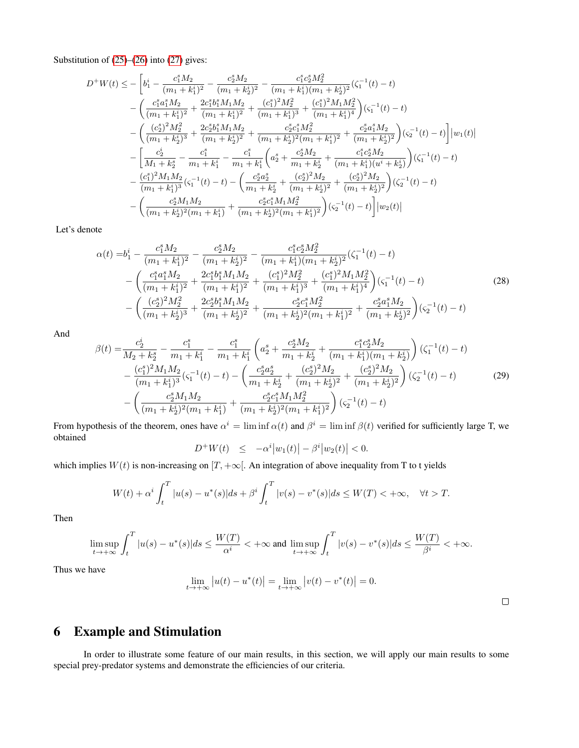Substitution of (25)–(26) into (27) gives:

$$
\begin{aligned}
D^+W(t) \leq -\Bigg[& b_1^i - \frac{c_1^s M_2}{(m_1+k_1^i)^2} - \frac{c_2^s M_2}{(m_1+k_2^i)^2} - \frac{c_1^s c_2^s M_2^2}{(m_1+k_1^i)(m_1+k_2^i)^2}(\zeta_1^{-1}(t)-t) \\
&- \left( \frac{c_1^s a_1^s M_2}{(m_1+k_1^i)^2} + \frac{2c_1^s b_1^s M_1 M_2}{(m_1+k_1^i)^2} + \frac{(c_1^s)^2 M_2^2}{(m_1+k_1^i)^3} + \frac{(c_1^s)^2 M_1 M_2^2}{(m_1+k_1^i)^4} \right)(\varsigma_1^{-1}(t)-t) \\
&- \left( \frac{(c_2^s)^2 M_2^2}{(m_1+k_2^i)^3} + \frac{2c_2^s b_1^i M_1 M_2}{(m_1+k_2^i)^2} + \frac{c_2^s c_1^s M_2^2}{(m_1+k_2^i)^2(m_1+k_1^i)^2} + \frac{c_2^s a_1^s M_2}{(m_1+k_2^i)^2} \right)(\varsigma_2^{-1}(t)-t) \Bigg] |w_1(t)| \\
&- \Bigg[ \frac{c_2^i}{M_1+k_2^s} - \frac{c_1^s}{m_1+k_1^i} - \frac{c_1^s}{m_1+k_1^i}\left( a_2^s + \frac{c_2^s M_2}{m_1+k_2^i} + \frac{c_1^s c_2^s M_2}{(m_1+k_1^i)(u^i+k_2^i)} \right)(\zeta_1^{-1}(t)-t) \\
&- \frac{(c_1^s)^2 M_1 M_2}{(m_1+k_1^i)^3}(\varsigma_1^{-1}(t)-t) - \left( \frac{c_2^s a_2^s}{m_1+k_2^i} + \frac{(c_2^s)^2 M_2}{(m_1+k_2^i)^2} + \frac{(c_2^s)^2 M_2}{(m_1+k_2^i)^2} \right)(\zeta_2^{-1}(t)-t) \\
&- \left( \frac{c_2^s M_1 M_2}{(m_1+k_2^i)^2(m_1+k_1^i)} + \frac{c_2^s c_1^s M_1 M_2^2}{(m_1+k_2^i)^2(m_1+k_1^i)^2} \right)(\varsigma_2^{-1}(t)-t) \Bigg] |w_2(t)|
\end{aligned}
$$

Let's denote

$$
\begin{aligned}
\alpha(t) =& b_1^i - \frac{c_1^s M_2}{(m_1+k_1^i)^2} - \frac{c_2^s M_2}{(m_1+k_2^i)^2} - \frac{c_1^s c_2^s M_2^2}{(m_1+k_1^i)(m_1+k_2^i)^2}(\zeta_1^{-1}(t)-t) \\
&- \left( \frac{c_1^s a_1^s M_2}{(m_1+k_1^i)^2} + \frac{2c_1^s b_1^s M_1 M_2}{(m_1+k_1^i)^2} + \frac{(c_1^s)^2 M_2^2}{(m_1+k_1^i)^3} + \frac{(c_1^s)^2 M_1 M_2^2}{(m_1+k_1^i)^4} \right)(\varsigma_1^{-1}(t)-t) \\
&- \left( \frac{(c_2^s)^2 M_2^2}{(m_1+k_2^i)^3} + \frac{2c_2^s b_1^i M_1 M_2}{(m_1+k_2^i)^2} + \frac{c_2^s c_1^s M_2^2}{(m_1+k_2^i)^2(m_1+k_1^i)^2} + \frac{c_2^s a_1^s M_2}{(m_1+k_2^i)^2} \right)(\varsigma_2^{-1}(t)-t)
\end{aligned} \tag{28}
$$

And

$$
\begin{aligned}
\beta(t) =& \frac{c_2^i}{M_2+k_2^s} - \frac{c_1^s}{m_1+k_1^i} - \frac{c_1^s}{m_1+k_1^i}\left( a_2^s + \frac{c_2^s M_2}{m_1+k_2^i} + \frac{c_1^s c_2^s M_2}{(m_1+k_1^i)(m_1+k_2^i)} \right)(\zeta_1^{-1}(t)-t) \\
&- \frac{(c_1^s)^2 M_1 M_2}{(m_1+k_1^i)^3}(\varsigma_1^{-1}(t)-t) - \left( \frac{c_2^s a_2^s}{m_1+k_2^i} + \frac{(c_2^s)^2 M_2}{(m_1+k_2^i)^2} + \frac{(c_2^s)^2 M_2}{(m_1+k_2^i)^2} \right)(\zeta_2^{-1}(t)-t) \\
&- \left( \frac{c_2^s M_1 M_2}{(m_1+k_2^i)^2(m_1+k_1^i)} + \frac{c_2^s c_1^s M_1 M_2^2}{(m_1+k_2^i)^2(m_1+k_1^i)^2} \right)(\varsigma_2^{-1}(t)-t)
\end{aligned} \tag{29}
$$

From hypothesis of the theorem, ones have $\alpha^i = \liminf \alpha(t)$ and $\beta^i = \liminf \beta(t)$ verified for sufficiently large T, we obtained

$$
D^+W(t) \quad \leq \quad -\alpha^i |w_1(t)| - \beta^i |w_2(t)| < 0.
$$

which implies $W(t)$ is non-increasing on $[T, +\infty[$. An integration of above inequality from T to t yields

$$
W(t) + \alpha^i \int_t^T |u(s) - u^*(s)| ds + \beta^i \int_t^T |v(s) - v^*(s)| ds \leq W(T) < +\infty, \quad \forall t > T.
$$

Then

$$
\limsup_{t\to+\infty} \int_t^T |u(s) - u^*(s)| ds \leq \frac{W(T)}{\alpha^i} < +\infty \text{ and } \limsup_{t\to+\infty} \int_t^T |v(s) - v^*(s)| ds \leq \frac{W(T)}{\beta^i} < +\infty.
$$

Thus we have

$$
\lim_{t\to+\infty} |u(t) - u^*(t)| = \lim_{t\to+\infty} |v(t) - v^*(t)| = 0.
$$

□

# 6 Example and Stimulation

In order to illustrate some feature of our main results, in this section, we will apply our main results to some special prey-predator systems and demonstrate the efficiencies of our criteria.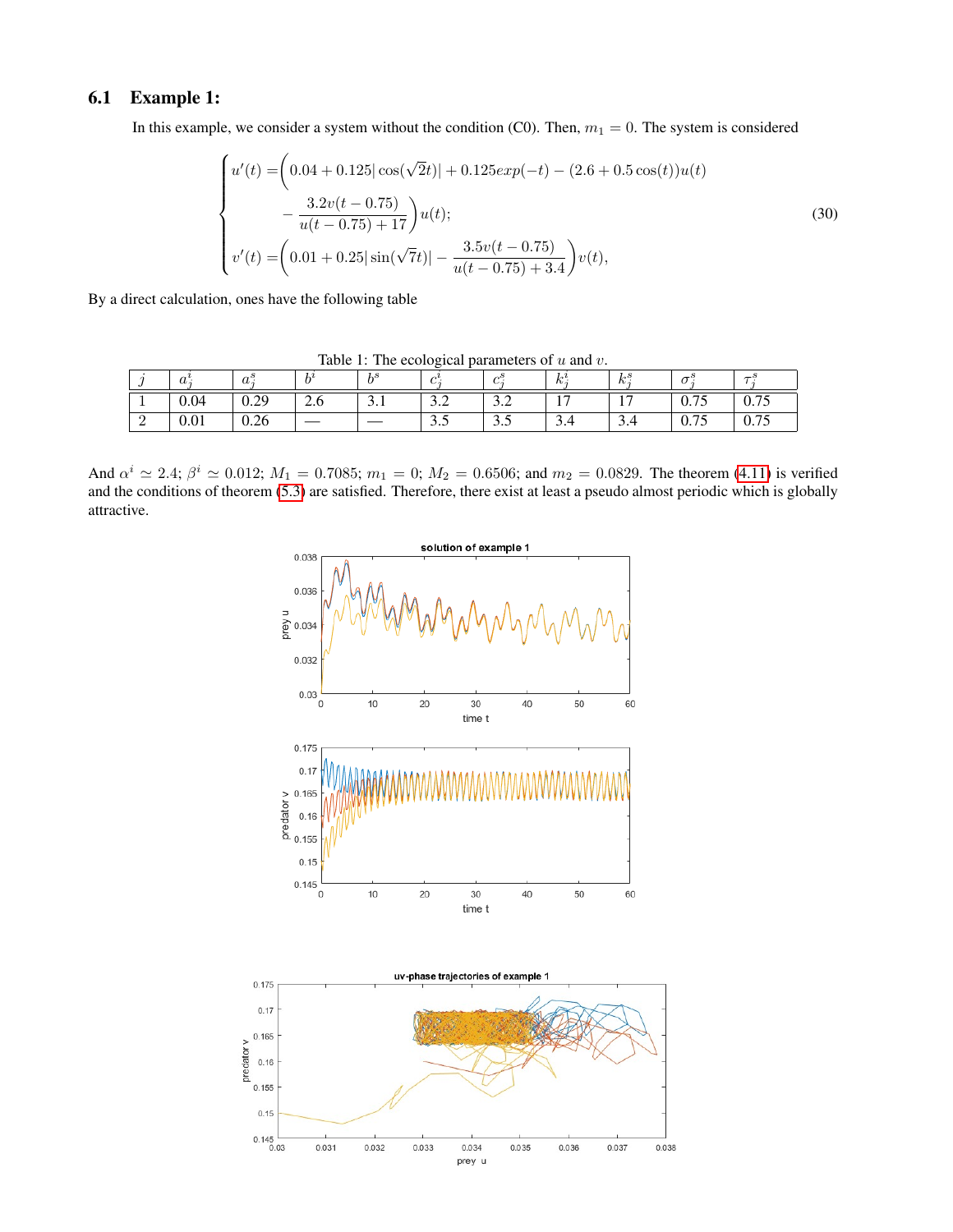### 6.1 Example 1:

In this example, we consider a system without the condition (C0). Then, $m_1 = 0$. The system is considered

$$
\begin{cases}
u'(t) = \bigg( 0.04 + 0.125|\cos(\sqrt{2}t)| + 0.125exp(-t) - (2.6 + 0.5\cos(t))u(t) \\
\qquad\qquad - \dfrac{3.2v(t-0.75)}{u(t-0.75)+17} \bigg) u(t); \\
v'(t) = \bigg( 0.01 + 0.25|\sin(\sqrt{7}t)| - \dfrac{3.5v(t-0.75)}{u(t-0.75)+3.4} \bigg) v(t),
\end{cases}
\tag{30}
$$

By a direct calculation, ones have the following table

Table 1: The ecological parameters of $u$ and $v$.

| $j$ | $a_j^i$ | $a_j^s$ | $b^i$ | $b^s$ | $c_j^i$ | $c_j^s$ | $k_j^i$ | $k_j^s$ | $\sigma_j^s$ | $\tau_j^s$ |
|---|---|---|---|---|---|---|---|---|---|---|
| 1 | 0.04 | 0.29 | 2.6 | 3.1 | 3.2 | 3.2 | 17 | 17 | 0.75 | 0.75 |
| 2 | 0.01 | 0.26 | — | — | 3.5 | 3.5 | 3.4 | 3.4 | 0.75 | 0.75 |

And $\alpha^i \simeq 2.4$; $\beta^i \simeq 0.012$; $M_1 = 0.7085$; $m_1 = 0$; $M_2 = 0.6506$; and $m_2 = 0.0829$. The theorem (4.11) is verified and the conditions of theorem (5.3) are satisfied. Therefore, there exist at least a pseudo almost periodic which is globally attractive.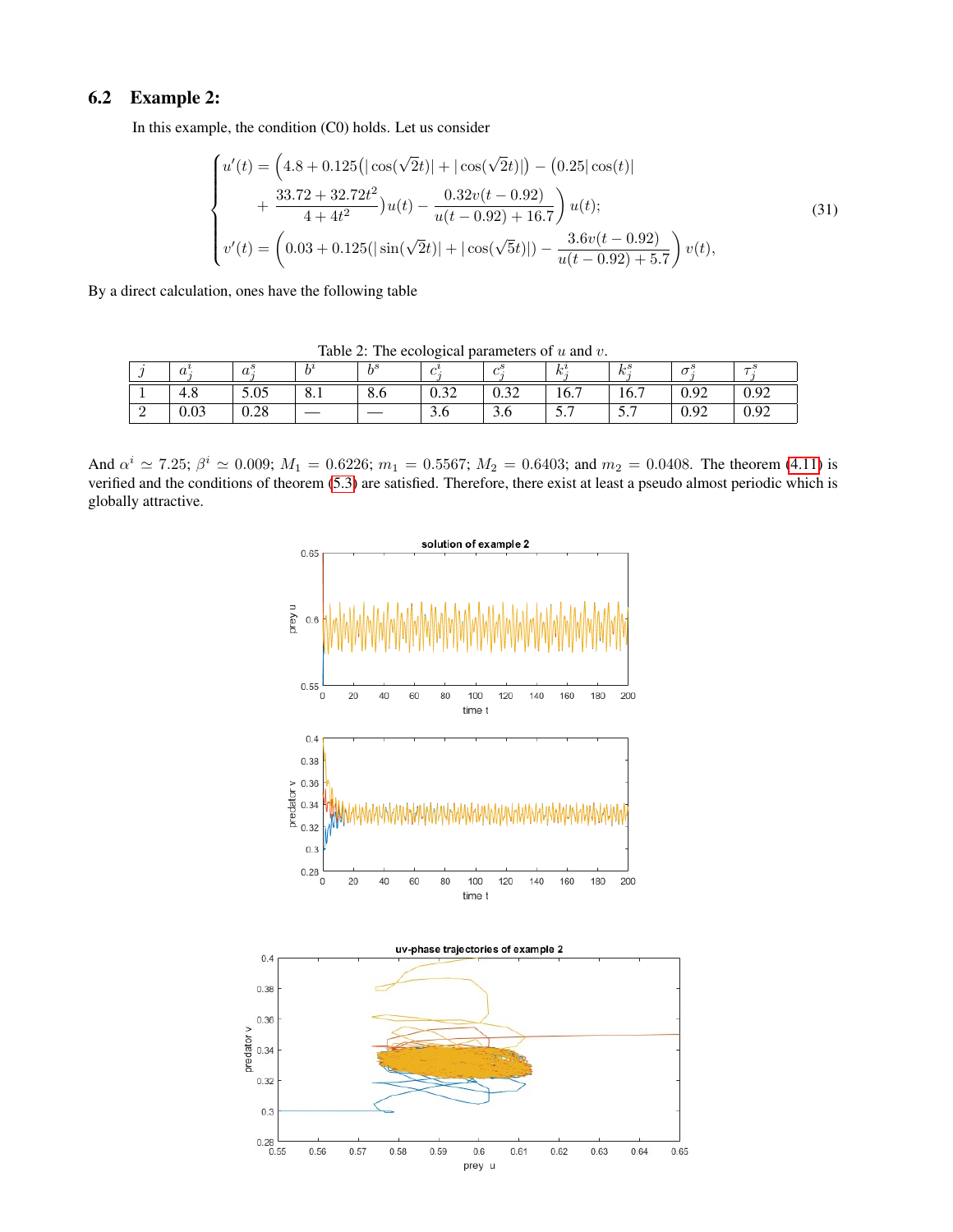### 6.2 Example 2:

In this example, the condition (C0) holds. Let us consider

$$
\begin{cases}
u'(t) = \Big(4.8 + 0.125\big(|\cos(\sqrt{2}t)| + |\cos(\sqrt{2}t)|\big) - \big(0.25|\cos(t)| \\
\qquad + \dfrac{33.72 + 32.72t^2}{4 + 4t^2}\big)u(t) - \dfrac{0.32v(t-0.92)}{u(t-0.92)+16.7}\Big)\, u(t); \\
v'(t) = \Big(0.03 + 0.125(|\sin(\sqrt{2}t)| + |\cos(\sqrt{5}t)|) - \dfrac{3.6v(t-0.92)}{u(t-0.92)+5.7}\Big)\, v(t),
\end{cases}
\tag{31}
$$

By a direct calculation, ones have the following table

Table 2: The ecological parameters of $u$ and $v$.

| $j$ | $a_j^i$ | $a_j^s$ | $b^i$ | $b^s$ | $c_j^i$ | $c_j^s$ | $k_j^i$ | $k_j^s$ | $\sigma_j^s$ | $\tau_j^s$ |
|---|---|---|---|---|---|---|---|---|---|---|
| 1 | 4.8 | 5.05 | 8.1 | 8.6 | 0.32 | 0.32 | 16.7 | 16.7 | 0.92 | 0.92 |
| 2 | 0.03 | 0.28 | — | — | 3.6 | 3.6 | 5.7 | 5.7 | 0.92 | 0.92 |

And $\alpha^i \simeq 7.25$; $\beta^i \simeq 0.009$; $M_1 = 0.6226$; $m_1 = 0.5567$; $M_2 = 0.6403$; and $m_2 = 0.0408$. The theorem (4.11) is verified and the conditions of theorem (5.3) are satisfied. Therefore, there exist at least a pseudo almost periodic which is globally attractive.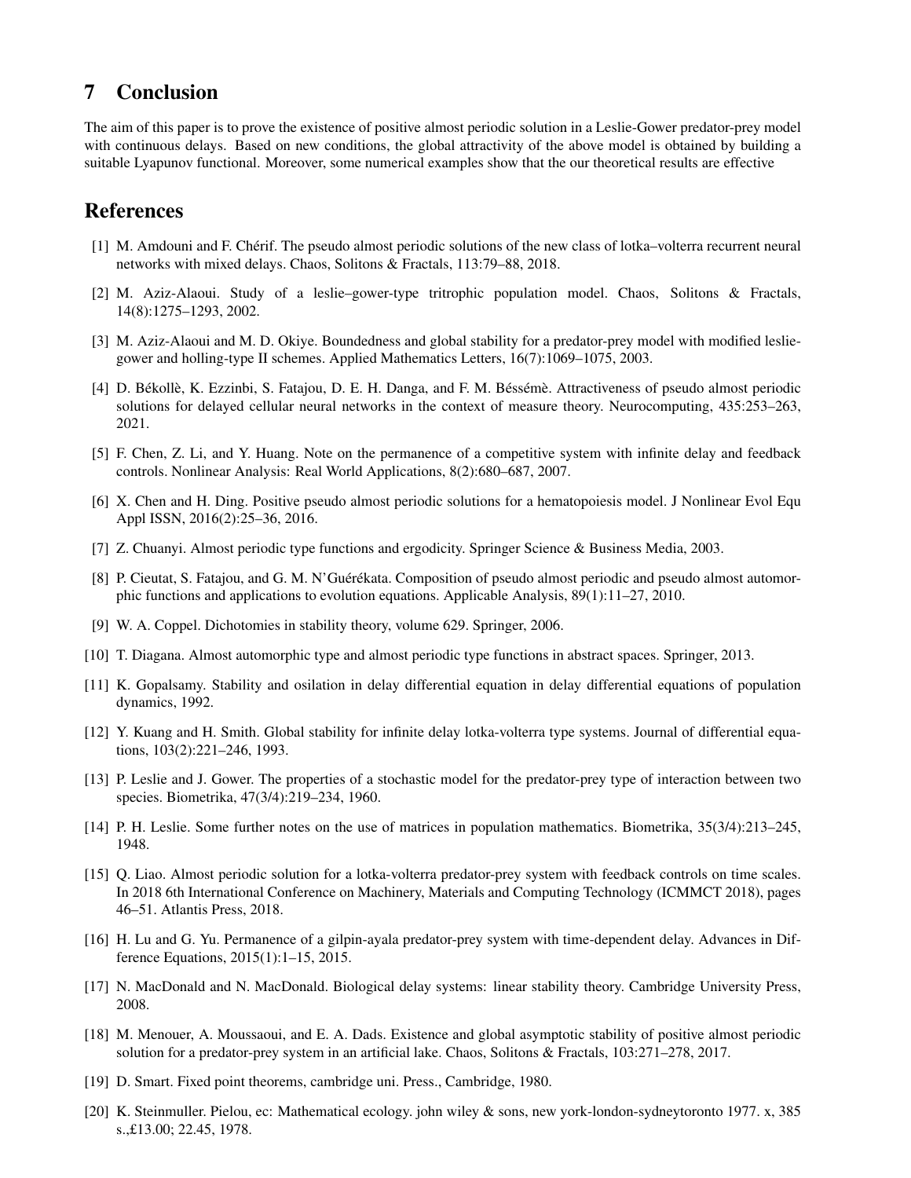## 7 Conclusion

The aim of this paper is to prove the existence of positive almost periodic solution in a Leslie-Gower predator-prey model with continuous delays. Based on new conditions, the global attractivity of the above model is obtained by building a suitable Lyapunov functional. Moreover, some numerical examples show that the our theoretical results are effective

## References

[1] M. Amdouni and F. Chérif. The pseudo almost periodic solutions of the new class of lotka–volterra recurrent neural networks with mixed delays. Chaos, Solitons & Fractals, 113:79–88, 2018.

[2] M. Aziz-Alaoui. Study of a leslie–gower-type tritrophic population model. Chaos, Solitons & Fractals, 14(8):1275–1293, 2002.

[3] M. Aziz-Alaoui and M. D. Okiye. Boundedness and global stability for a predator-prey model with modified leslie-gower and holling-type II schemes. Applied Mathematics Letters, 16(7):1069–1075, 2003.

[4] D. Békollè, K. Ezzinbi, S. Fatajou, D. E. H. Danga, and F. M. Béssémè. Attractiveness of pseudo almost periodic solutions for delayed cellular neural networks in the context of measure theory. Neurocomputing, 435:253–263, 2021.

[5] F. Chen, Z. Li, and Y. Huang. Note on the permanence of a competitive system with infinite delay and feedback controls. Nonlinear Analysis: Real World Applications, 8(2):680–687, 2007.

[6] X. Chen and H. Ding. Positive pseudo almost periodic solutions for a hematopoiesis model. J Nonlinear Evol Equ Appl ISSN, 2016(2):25–36, 2016.

[7] Z. Chuanyi. Almost periodic type functions and ergodicity. Springer Science & Business Media, 2003.

[8] P. Cieutat, S. Fatajou, and G. M. N'Guérékata. Composition of pseudo almost periodic and pseudo almost automorphic functions and applications to evolution equations. Applicable Analysis, 89(1):11–27, 2010.

[9] W. A. Coppel. Dichotomies in stability theory, volume 629. Springer, 2006.

[10] T. Diagana. Almost automorphic type and almost periodic type functions in abstract spaces. Springer, 2013.

[11] K. Gopalsamy. Stability and osilation in delay differential equation in delay differential equations of population dynamics, 1992.

[12] Y. Kuang and H. Smith. Global stability for infinite delay lotka-volterra type systems. Journal of differential equations, 103(2):221–246, 1993.

[13] P. Leslie and J. Gower. The properties of a stochastic model for the predator-prey type of interaction between two species. Biometrika, 47(3/4):219–234, 1960.

[14] P. H. Leslie. Some further notes on the use of matrices in population mathematics. Biometrika, 35(3/4):213–245, 1948.

[15] Q. Liao. Almost periodic solution for a lotka-volterra predator-prey system with feedback controls on time scales. In 2018 6th International Conference on Machinery, Materials and Computing Technology (ICMMCT 2018), pages 46–51. Atlantis Press, 2018.

[16] H. Lu and G. Yu. Permanence of a gilpin-ayala predator-prey system with time-dependent delay. Advances in Difference Equations, 2015(1):1–15, 2015.

[17] N. MacDonald and N. MacDonald. Biological delay systems: linear stability theory. Cambridge University Press, 2008.

[18] M. Menouer, A. Moussaoui, and E. A. Dads. Existence and global asymptotic stability of positive almost periodic solution for a predator-prey system in an artificial lake. Chaos, Solitons & Fractals, 103:271–278, 2017.

[19] D. Smart. Fixed point theorems, cambridge uni. Press., Cambridge, 1980.

[20] K. Steinmuller. Pielou, ec: Mathematical ecology. john wiley & sons, new york-london-sydneytoronto 1977. x, 385 s.,£13.00; 22.45, 1978.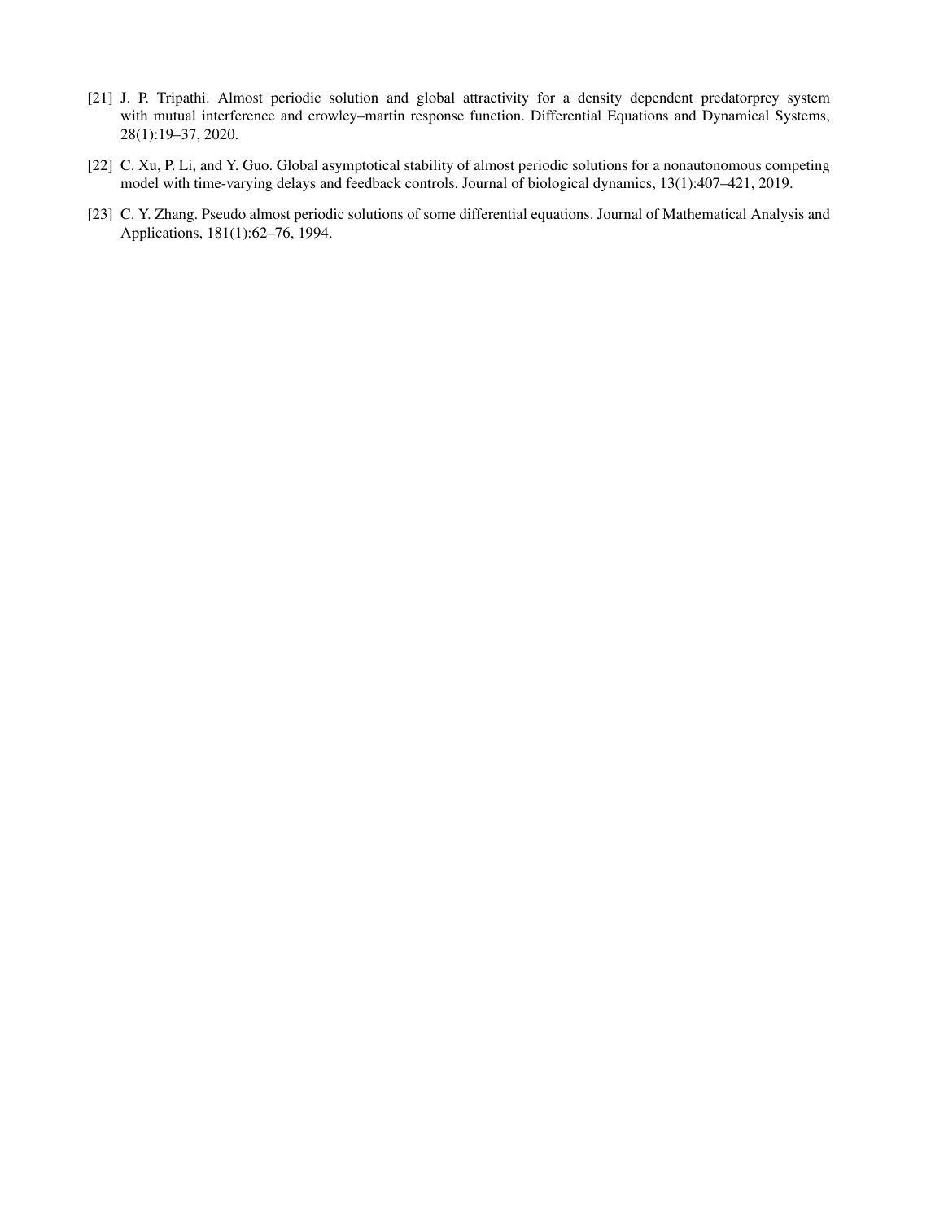[21] J. P. Tripathi. Almost periodic solution and global attractivity for a density dependent predatorprey system with mutual interference and crowley–martin response function. Differential Equations and Dynamical Systems, 28(1):19–37, 2020.

[22] C. Xu, P. Li, and Y. Guo. Global asymptotical stability of almost periodic solutions for a nonautonomous competing model with time-varying delays and feedback controls. Journal of biological dynamics, 13(1):407–421, 2019.

[23] C. Y. Zhang. Pseudo almost periodic solutions of some differential equations. Journal of Mathematical Analysis and Applications, 181(1):62–76, 1994.